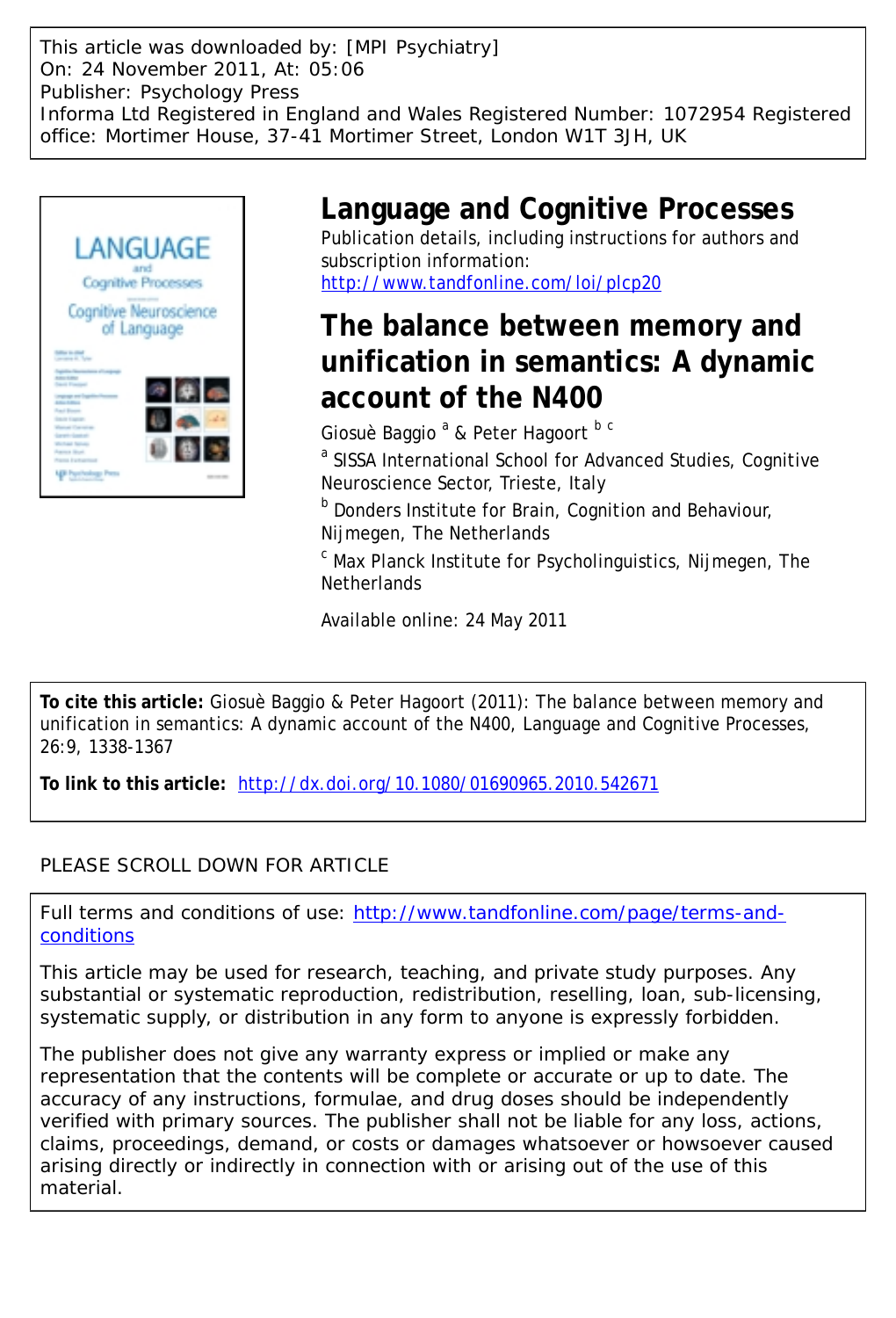This article was downloaded by: [MPI Psychiatry]
On: 24 November 2011, At: 05:06
Publisher: Psychology Press
Informa Ltd Registered in England and Wales Registered Number: 1072954 Registered office: Mortimer House, 37-41 Mortimer Street, London W1T 3JH, UK

# Language and Cognitive Processes

Publication details, including instructions for authors and subscription information:
http://www.tandfonline.com/loi/plcp20

## The balance between memory and unification in semantics: A dynamic account of the N400

Giosuè Baggio [a] & Peter Hagoort [b c]

[a] SISSA International School for Advanced Studies, Cognitive Neuroscience Sector, Trieste, Italy

[b] Donders Institute for Brain, Cognition and Behaviour, Nijmegen, The Netherlands

[c] Max Planck Institute for Psycholinguistics, Nijmegen, The Netherlands

Available online: 24 May 2011

**To cite this article:** Giosuè Baggio & Peter Hagoort (2011): The balance between memory and unification in semantics: A dynamic account of the N400, Language and Cognitive Processes, 26:9, 1338-1367

**To link to this article:** http://dx.doi.org/10.1080/01690965.2010.542671

PLEASE SCROLL DOWN FOR ARTICLE

Full terms and conditions of use: http://www.tandfonline.com/page/terms-and-conditions

This article may be used for research, teaching, and private study purposes. Any substantial or systematic reproduction, redistribution, reselling, loan, sub-licensing, systematic supply, or distribution in any form to anyone is expressly forbidden.

The publisher does not give any warranty express or implied or make any representation that the contents will be complete or accurate or up to date. The accuracy of any instructions, formulae, and drug doses should be independently verified with primary sources. The publisher shall not be liable for any loss, actions, claims, proceedings, demand, or costs or damages whatsoever or howsoever caused arising directly or indirectly in connection with or arising out of the use of this material.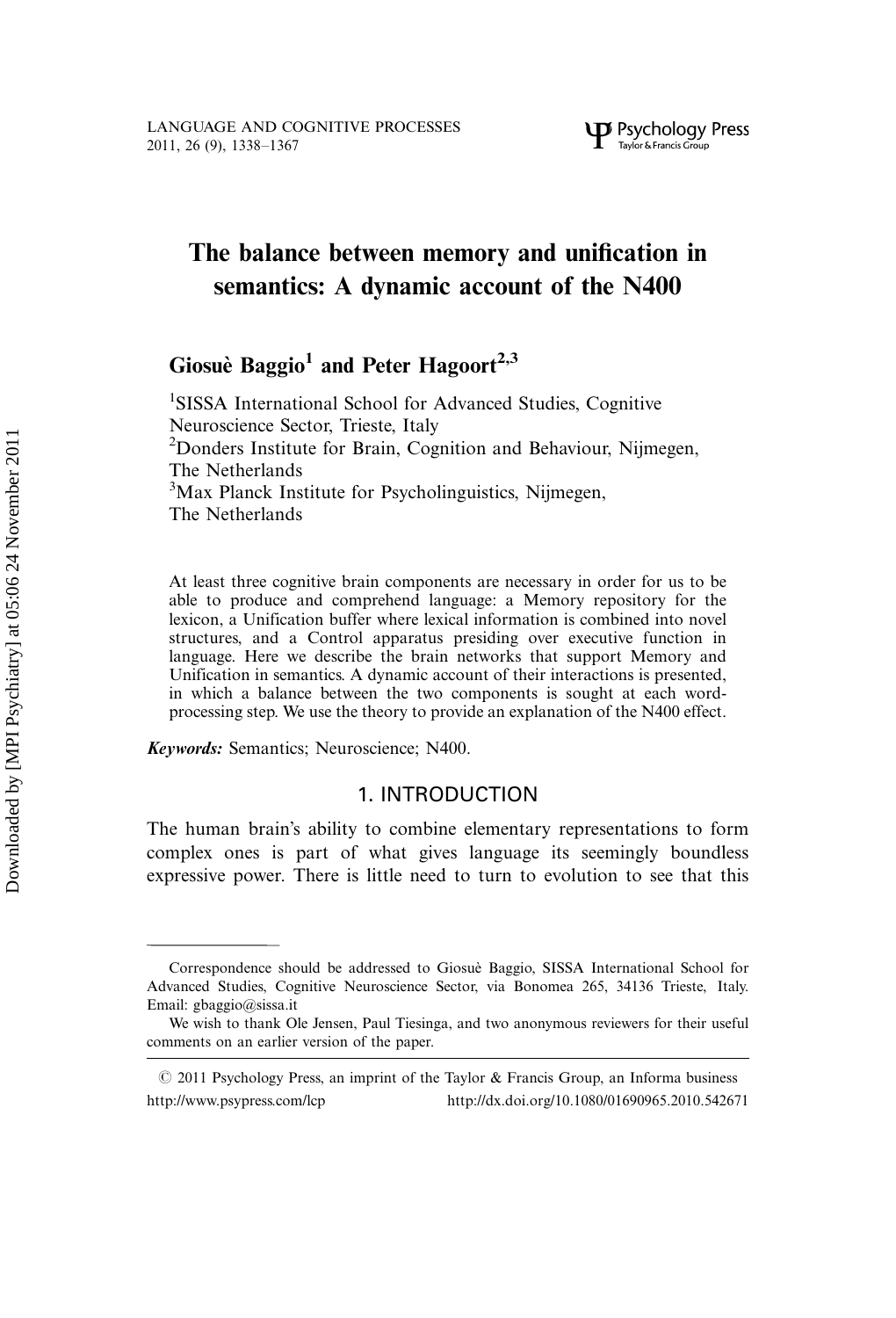# The balance between memory and unification in semantics: A dynamic account of the N400

**Giosuè Baggio**[1] **and Peter Hagoort**[2,3]

[1]SISSA International School for Advanced Studies, Cognitive Neuroscience Sector, Trieste, Italy

[2]Donders Institute for Brain, Cognition and Behaviour, Nijmegen, The Netherlands

[3]Max Planck Institute for Psycholinguistics, Nijmegen, The Netherlands

At least three cognitive brain components are necessary in order for us to be able to produce and comprehend language: a Memory repository for the lexicon, a Unification buffer where lexical information is combined into novel structures, and a Control apparatus presiding over executive function in language. Here we describe the brain networks that support Memory and Unification in semantics. A dynamic account of their interactions is presented, in which a balance between the two components is sought at each word-processing step. We use the theory to provide an explanation of the N400 effect.

***Keywords:*** Semantics; Neuroscience; N400.

## 1. INTRODUCTION

The human brain's ability to combine elementary representations to form complex ones is part of what gives language its seemingly boundless expressive power. There is little need to turn to evolution to see that this

---

Correspondence should be addressed to Giosuè Baggio, SISSA International School for Advanced Studies, Cognitive Neuroscience Sector, via Bonomea 265, 34136 Trieste, Italy. Email: gbaggio@sissa.it

We wish to thank Ole Jensen, Paul Tiesinga, and two anonymous reviewers for their useful comments on an earlier version of the paper.

© 2011 Psychology Press, an imprint of the Taylor & Francis Group, an Informa business
http://www.psypress.com/lcp http://dx.doi.org/10.1080/01690965.2010.542671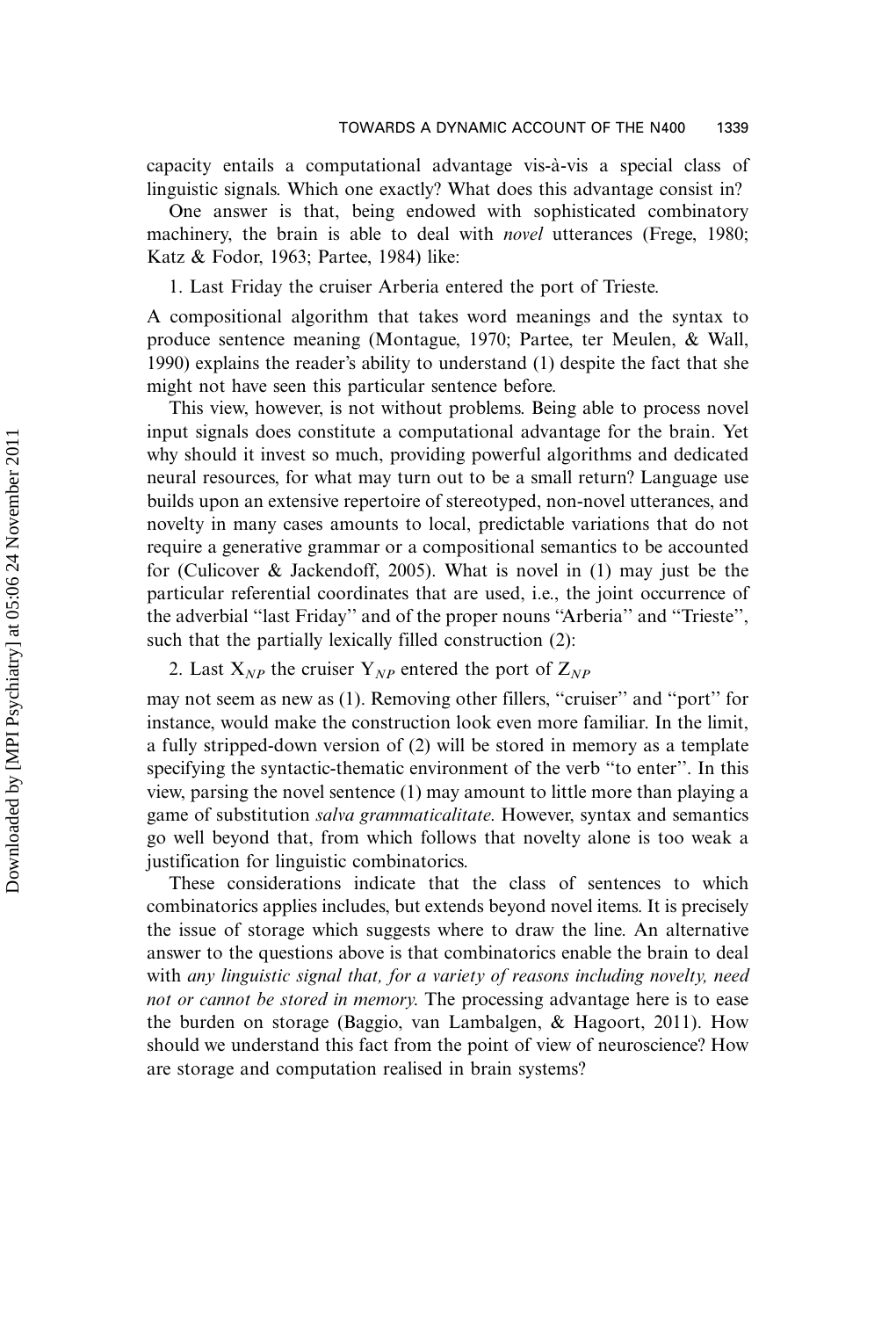capacity entails a computational advantage vis-à-vis a special class of linguistic signals. Which one exactly? What does this advantage consist in?

One answer is that, being endowed with sophisticated combinatory machinery, the brain is able to deal with *novel* utterances (Frege, 1980; Katz & Fodor, 1963; Partee, 1984) like:

1. Last Friday the cruiser Arberia entered the port of Trieste.

A compositional algorithm that takes word meanings and the syntax to produce sentence meaning (Montague, 1970; Partee, ter Meulen, & Wall, 1990) explains the reader's ability to understand (1) despite the fact that she might not have seen this particular sentence before.

This view, however, is not without problems. Being able to process novel input signals does constitute a computational advantage for the brain. Yet why should it invest so much, providing powerful algorithms and dedicated neural resources, for what may turn out to be a small return? Language use builds upon an extensive repertoire of stereotyped, non-novel utterances, and novelty in many cases amounts to local, predictable variations that do not require a generative grammar or a compositional semantics to be accounted for (Culicover & Jackendoff, 2005). What is novel in (1) may just be the particular referential coordinates that are used, i.e., the joint occurrence of the adverbial "last Friday" and of the proper nouns "Arberia" and "Trieste", such that the partially lexically filled construction (2):

2. Last $X_{NP}$ the cruiser $Y_{NP}$ entered the port of $Z_{NP}$

may not seem as new as (1). Removing other fillers, "cruiser" and "port" for instance, would make the construction look even more familiar. In the limit, a fully stripped-down version of (2) will be stored in memory as a template specifying the syntactic-thematic environment of the verb "to enter". In this view, parsing the novel sentence (1) may amount to little more than playing a game of substitution *salva grammaticalitate*. However, syntax and semantics go well beyond that, from which follows that novelty alone is too weak a justification for linguistic combinatorics.

These considerations indicate that the class of sentences to which combinatorics applies includes, but extends beyond novel items. It is precisely the issue of storage which suggests where to draw the line. An alternative answer to the questions above is that combinatorics enable the brain to deal with *any linguistic signal that, for a variety of reasons including novelty, need not or cannot be stored in memory*. The processing advantage here is to ease the burden on storage (Baggio, van Lambalgen, & Hagoort, 2011). How should we understand this fact from the point of view of neuroscience? How are storage and computation realised in brain systems?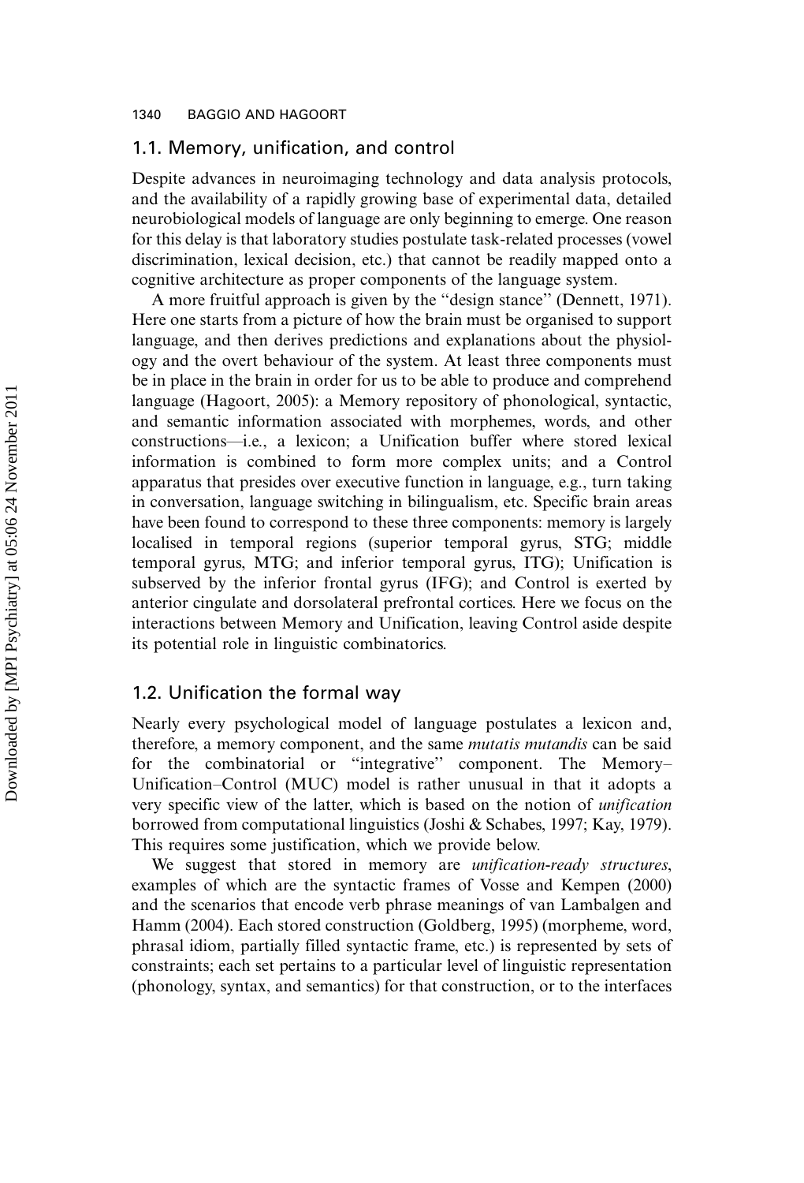### 1.1. Memory, unification, and control

Despite advances in neuroimaging technology and data analysis protocols, and the availability of a rapidly growing base of experimental data, detailed neurobiological models of language are only beginning to emerge. One reason for this delay is that laboratory studies postulate task-related processes (vowel discrimination, lexical decision, etc.) that cannot be readily mapped onto a cognitive architecture as proper components of the language system.

A more fruitful approach is given by the "design stance" (Dennett, 1971). Here one starts from a picture of how the brain must be organised to support language, and then derives predictions and explanations about the physiology and the overt behaviour of the system. At least three components must be in place in the brain in order for us to be able to produce and comprehend language (Hagoort, 2005): a Memory repository of phonological, syntactic, and semantic information associated with morphemes, words, and other constructions—i.e., a lexicon; a Unification buffer where stored lexical information is combined to form more complex units; and a Control apparatus that presides over executive function in language, e.g., turn taking in conversation, language switching in bilingualism, etc. Specific brain areas have been found to correspond to these three components: memory is largely localised in temporal regions (superior temporal gyrus, STG; middle temporal gyrus, MTG; and inferior temporal gyrus, ITG); Unification is subserved by the inferior frontal gyrus (IFG); and Control is exerted by anterior cingulate and dorsolateral prefrontal cortices. Here we focus on the interactions between Memory and Unification, leaving Control aside despite its potential role in linguistic combinatorics.

### 1.2. Unification the formal way

Nearly every psychological model of language postulates a lexicon and, therefore, a memory component, and the same *mutatis mutandis* can be said for the combinatorial or "integrative" component. The Memory–Unification–Control (MUC) model is rather unusual in that it adopts a very specific view of the latter, which is based on the notion of *unification* borrowed from computational linguistics (Joshi & Schabes, 1997; Kay, 1979). This requires some justification, which we provide below.

We suggest that stored in memory are *unification-ready structures*, examples of which are the syntactic frames of Vosse and Kempen (2000) and the scenarios that encode verb phrase meanings of van Lambalgen and Hamm (2004). Each stored construction (Goldberg, 1995) (morpheme, word, phrasal idiom, partially filled syntactic frame, etc.) is represented by sets of constraints; each set pertains to a particular level of linguistic representation (phonology, syntax, and semantics) for that construction, or to the interfaces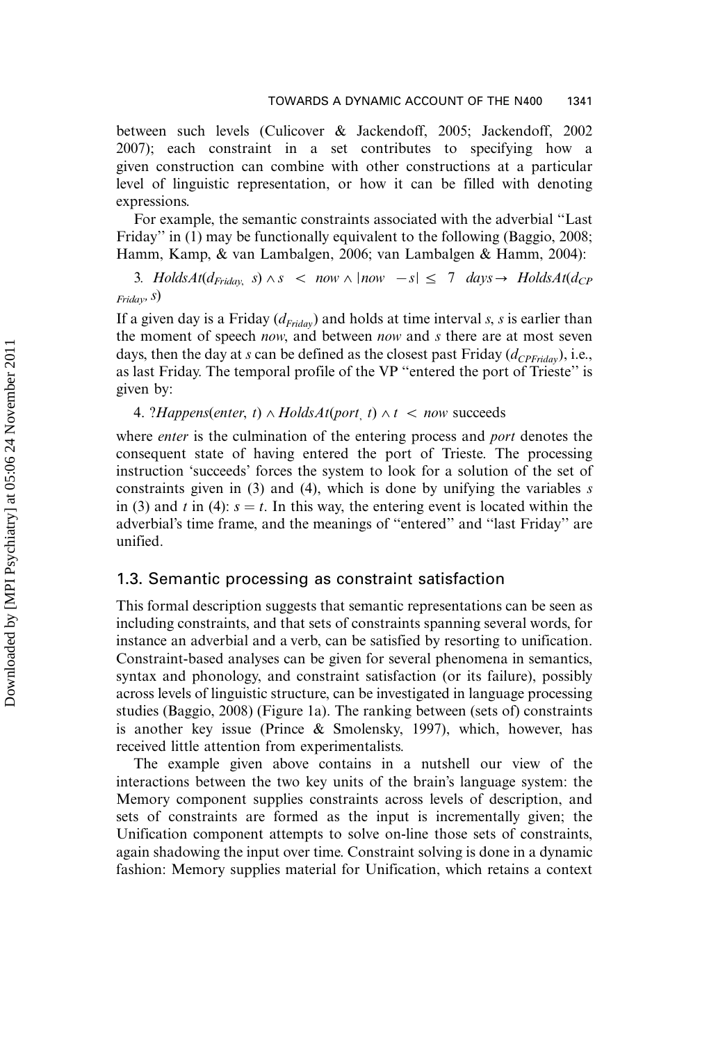between such levels (Culicover & Jackendoff, 2005; Jackendoff, 2002 2007); each constraint in a set contributes to specifying how a given construction can combine with other constructions at a particular level of linguistic representation, or how it can be filled with denoting expressions.

For example, the semantic constraints associated with the adverbial "Last Friday" in (1) may be functionally equivalent to the following (Baggio, 2008; Hamm, Kamp, & van Lambalgen, 2006; van Lambalgen & Hamm, 2004):

3. $HoldsAt(d_{Friday}, s) \wedge s < now \wedge |now - s| \leq 7 \ days \rightarrow HoldsAt(d_{CP Friday}, s)$

If a given day is a Friday ($d_{Friday}$) and holds at time interval *s*, *s* is earlier than the moment of speech *now*, and between *now* and *s* there are at most seven days, then the day at *s* can be defined as the closest past Friday ($d_{CPFriday}$), i.e., as last Friday. The temporal profile of the VP "entered the port of Trieste" is given by:

4. $?Happens(enter, t) \wedge HoldsAt(port, t) \wedge t < now$ succeeds

where *enter* is the culmination of the entering process and *port* denotes the consequent state of having entered the port of Trieste. The processing instruction 'succeeds' forces the system to look for a solution of the set of constraints given in (3) and (4), which is done by unifying the variables *s* in (3) and *t* in (4): $s = t$. In this way, the entering event is located within the adverbial's time frame, and the meanings of "entered" and "last Friday" are unified.

### 1.3. Semantic processing as constraint satisfaction

This formal description suggests that semantic representations can be seen as including constraints, and that sets of constraints spanning several words, for instance an adverbial and a verb, can be satisfied by resorting to unification. Constraint-based analyses can be given for several phenomena in semantics, syntax and phonology, and constraint satisfaction (or its failure), possibly across levels of linguistic structure, can be investigated in language processing studies (Baggio, 2008) (Figure 1a). The ranking between (sets of) constraints is another key issue (Prince & Smolensky, 1997), which, however, has received little attention from experimentalists.

The example given above contains in a nutshell our view of the interactions between the two key units of the brain's language system: the Memory component supplies constraints across levels of description, and sets of constraints are formed as the input is incrementally given; the Unification component attempts to solve on-line those sets of constraints, again shadowing the input over time. Constraint solving is done in a dynamic fashion: Memory supplies material for Unification, which retains a context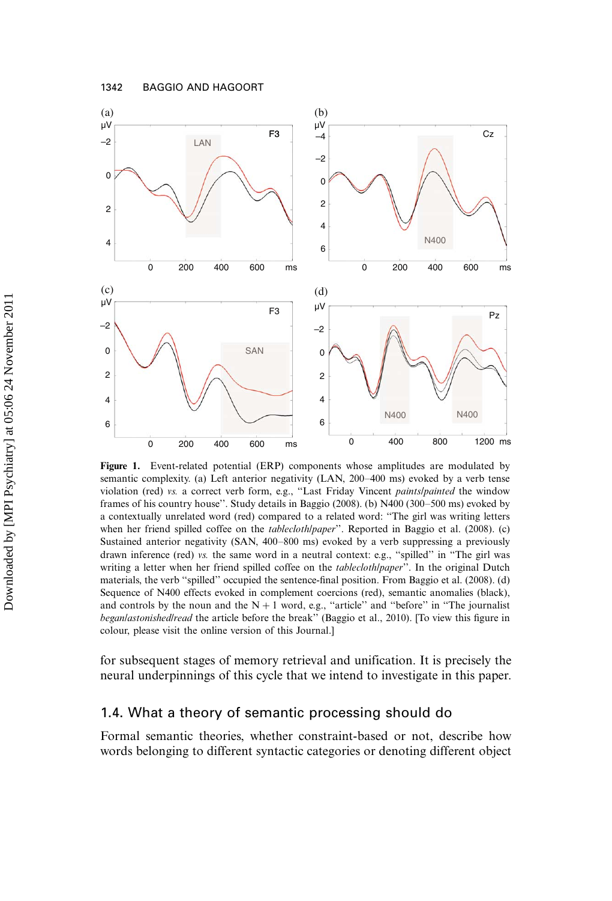**Figure 1.** Event-related potential (ERP) components whose amplitudes are modulated by semantic complexity. (a) Left anterior negativity (LAN, 200–400 ms) evoked by a verb tense violation (red) *vs.* a correct verb form, e.g., "Last Friday Vincent *paints/painted* the window frames of his country house". Study details in Baggio (2008). (b) N400 (300–500 ms) evoked by a contextually unrelated word (red) compared to a related word: "The girl was writing letters when her friend spilled coffee on the *tablecloth/paper*". Reported in Baggio et al. (2008). (c) Sustained anterior negativity (SAN, 400–800 ms) evoked by a verb suppressing a previously drawn inference (red) *vs.* the same word in a neutral context: e.g., "spilled" in "The girl was writing a letter when her friend spilled coffee on the *tablecloth/paper*". In the original Dutch materials, the verb "spilled" occupied the sentence-final position. From Baggio et al. (2008). (d) Sequence of N400 effects evoked in complement coercions (red), semantic anomalies (black), and controls by the noun and the N + 1 word, e.g., "article" and "before" in "The journalist *began/astonished/read* the article before the break" (Baggio et al., 2010). [To view this figure in colour, please visit the online version of this Journal.]

for subsequent stages of memory retrieval and unification. It is precisely the neural underpinnings of this cycle that we intend to investigate in this paper.

## 1.4. What a theory of semantic processing should do

Formal semantic theories, whether constraint-based or not, describe how words belonging to different syntactic categories or denoting different object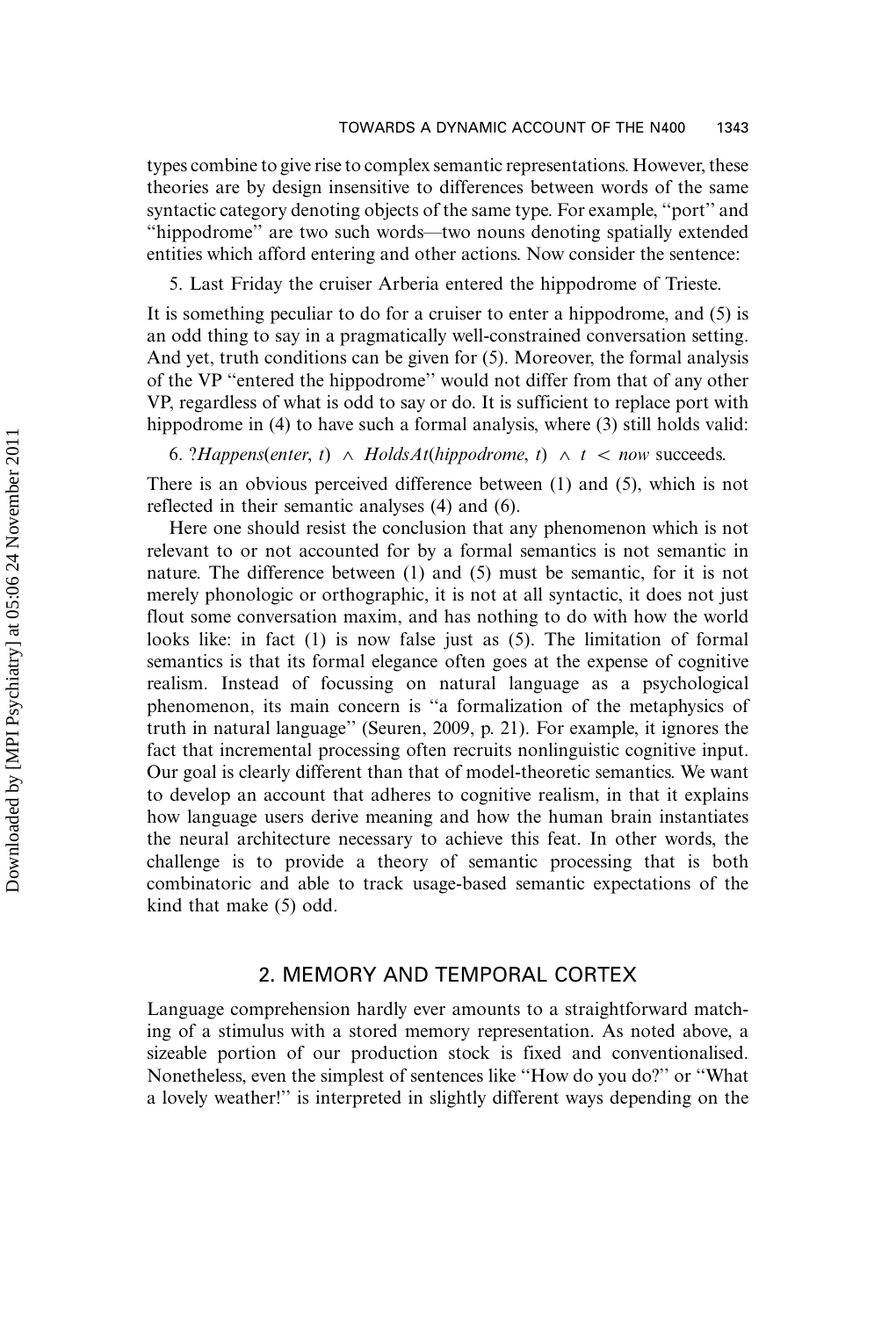types combine to give rise to complex semantic representations. However, these theories are by design insensitive to differences between words of the same syntactic category denoting objects of the same type. For example, "port" and "hippodrome" are two such words—two nouns denoting spatially extended entities which afford entering and other actions. Now consider the sentence:

5. Last Friday the cruiser Arberia entered the hippodrome of Trieste.

It is something peculiar to do for a cruiser to enter a hippodrome, and (5) is an odd thing to say in a pragmatically well-constrained conversation setting. And yet, truth conditions can be given for (5). Moreover, the formal analysis of the VP "entered the hippodrome" would not differ from that of any other VP, regardless of what is odd to say or do. It is sufficient to replace port with hippodrome in (4) to have such a formal analysis, where (3) still holds valid:

6. ?*Happens*(*enter*, *t*) $\wedge$ *HoldsAt*(*hippodrome*, *t*) $\wedge$ $t < now$ succeeds.

There is an obvious perceived difference between (1) and (5), which is not reflected in their semantic analyses (4) and (6).

Here one should resist the conclusion that any phenomenon which is not relevant to or not accounted for by a formal semantics is not semantic in nature. The difference between (1) and (5) must be semantic, for it is not merely phonologic or orthographic, it is not at all syntactic, it does not just flout some conversation maxim, and has nothing to do with how the world looks like: in fact (1) is now false just as (5). The limitation of formal semantics is that its formal elegance often goes at the expense of cognitive realism. Instead of focussing on natural language as a psychological phenomenon, its main concern is "a formalization of the metaphysics of truth in natural language" (Seuren, 2009, p. 21). For example, it ignores the fact that incremental processing often recruits nonlinguistic cognitive input. Our goal is clearly different than that of model-theoretic semantics. We want to develop an account that adheres to cognitive realism, in that it explains how language users derive meaning and how the human brain instantiates the neural architecture necessary to achieve this feat. In other words, the challenge is to provide a theory of semantic processing that is both combinatoric and able to track usage-based semantic expectations of the kind that make (5) odd.

## 2. MEMORY AND TEMPORAL CORTEX

Language comprehension hardly ever amounts to a straightforward matching of a stimulus with a stored memory representation. As noted above, a sizeable portion of our production stock is fixed and conventionalised. Nonetheless, even the simplest of sentences like "How do you do?" or "What a lovely weather!" is interpreted in slightly different ways depending on the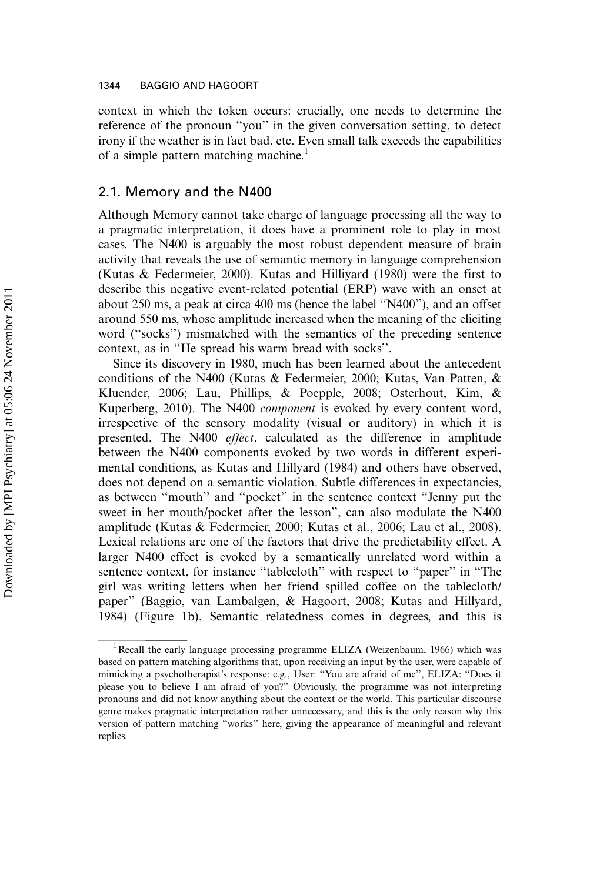context in which the token occurs: crucially, one needs to determine the reference of the pronoun ''you'' in the given conversation setting, to detect irony if the weather is in fact bad, etc. Even small talk exceeds the capabilities of a simple pattern matching machine.[1]

## 2.1. Memory and the N400

Although Memory cannot take charge of language processing all the way to a pragmatic interpretation, it does have a prominent role to play in most cases. The N400 is arguably the most robust dependent measure of brain activity that reveals the use of semantic memory in language comprehension (Kutas & Federmeier, 2000). Kutas and Hilliyard (1980) were the first to describe this negative event-related potential (ERP) wave with an onset at about 250 ms, a peak at circa 400 ms (hence the label ''N400''), and an offset around 550 ms, whose amplitude increased when the meaning of the eliciting word (''socks'') mismatched with the semantics of the preceding sentence context, as in ''He spread his warm bread with socks''.

Since its discovery in 1980, much has been learned about the antecedent conditions of the N400 (Kutas & Federmeier, 2000; Kutas, Van Patten, & Kluender, 2006; Lau, Phillips, & Poepple, 2008; Osterhout, Kim, & Kuperberg, 2010). The N400 *component* is evoked by every content word, irrespective of the sensory modality (visual or auditory) in which it is presented. The N400 *effect*, calculated as the difference in amplitude between the N400 components evoked by two words in different experimental conditions, as Kutas and Hillyard (1984) and others have observed, does not depend on a semantic violation. Subtle differences in expectancies, as between ''mouth'' and ''pocket'' in the sentence context ''Jenny put the sweet in her mouth/pocket after the lesson'', can also modulate the N400 amplitude (Kutas & Federmeier, 2000; Kutas et al., 2006; Lau et al., 2008). Lexical relations are one of the factors that drive the predictability effect. A larger N400 effect is evoked by a semantically unrelated word within a sentence context, for instance ''tablecloth'' with respect to ''paper'' in ''The girl was writing letters when her friend spilled coffee on the tablecloth/paper'' (Baggio, van Lambalgen, & Hagoort, 2008; Kutas and Hillyard, 1984) (Figure 1b). Semantic relatedness comes in degrees, and this is

[1] Recall the early language processing programme ELIZA (Weizenbaum, 1966) which was based on pattern matching algorithms that, upon receiving an input by the user, were capable of mimicking a psychotherapist's response: e.g., User: ''You are afraid of me'', ELIZA: ''Does it please you to believe I am afraid of you?'' Obviously, the programme was not interpreting pronouns and did not know anything about the context or the world. This particular discourse genre makes pragmatic interpretation rather unnecessary, and this is the only reason why this version of pattern matching ''works'' here, giving the appearance of meaningful and relevant replies.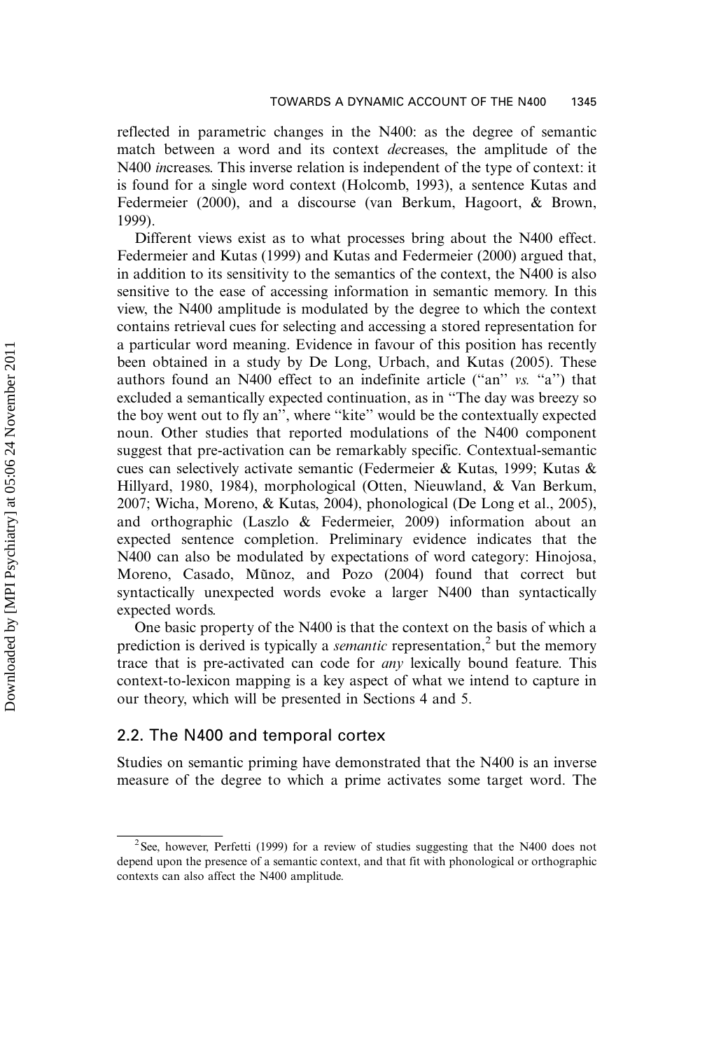reflected in parametric changes in the N400: as the degree of semantic match between a word and its context *de*creases, the amplitude of the N400 *in*creases. This inverse relation is independent of the type of context: it is found for a single word context (Holcomb, 1993), a sentence Kutas and Federmeier (2000), and a discourse (van Berkum, Hagoort, & Brown, 1999).

Different views exist as to what processes bring about the N400 effect. Federmeier and Kutas (1999) and Kutas and Federmeier (2000) argued that, in addition to its sensitivity to the semantics of the context, the N400 is also sensitive to the ease of accessing information in semantic memory. In this view, the N400 amplitude is modulated by the degree to which the context contains retrieval cues for selecting and accessing a stored representation for a particular word meaning. Evidence in favour of this position has recently been obtained in a study by De Long, Urbach, and Kutas (2005). These authors found an N400 effect to an indefinite article ("an" *vs.* "a") that excluded a semantically expected continuation, as in "The day was breezy so the boy went out to fly an", where "kite" would be the contextually expected noun. Other studies that reported modulations of the N400 component suggest that pre-activation can be remarkably specific. Contextual-semantic cues can selectively activate semantic (Federmeier & Kutas, 1999; Kutas & Hillyard, 1980, 1984), morphological (Otten, Nieuwland, & Van Berkum, 2007; Wicha, Moreno, & Kutas, 2004), phonological (De Long et al., 2005), and orthographic (Laszlo & Federmeier, 2009) information about an expected sentence completion. Preliminary evidence indicates that the N400 can also be modulated by expectations of word category: Hinojosa, Moreno, Casado, Mũnoz, and Pozo (2004) found that correct but syntactically unexpected words evoke a larger N400 than syntactically expected words.

One basic property of the N400 is that the context on the basis of which a prediction is derived is typically a *semantic* representation,[2] but the memory trace that is pre-activated can code for *any* lexically bound feature. This context-to-lexicon mapping is a key aspect of what we intend to capture in our theory, which will be presented in Sections 4 and 5.

## 2.2. The N400 and temporal cortex

Studies on semantic priming have demonstrated that the N400 is an inverse measure of the degree to which a prime activates some target word. The

[2] See, however, Perfetti (1999) for a review of studies suggesting that the N400 does not depend upon the presence of a semantic context, and that fit with phonological or orthographic contexts can also affect the N400 amplitude.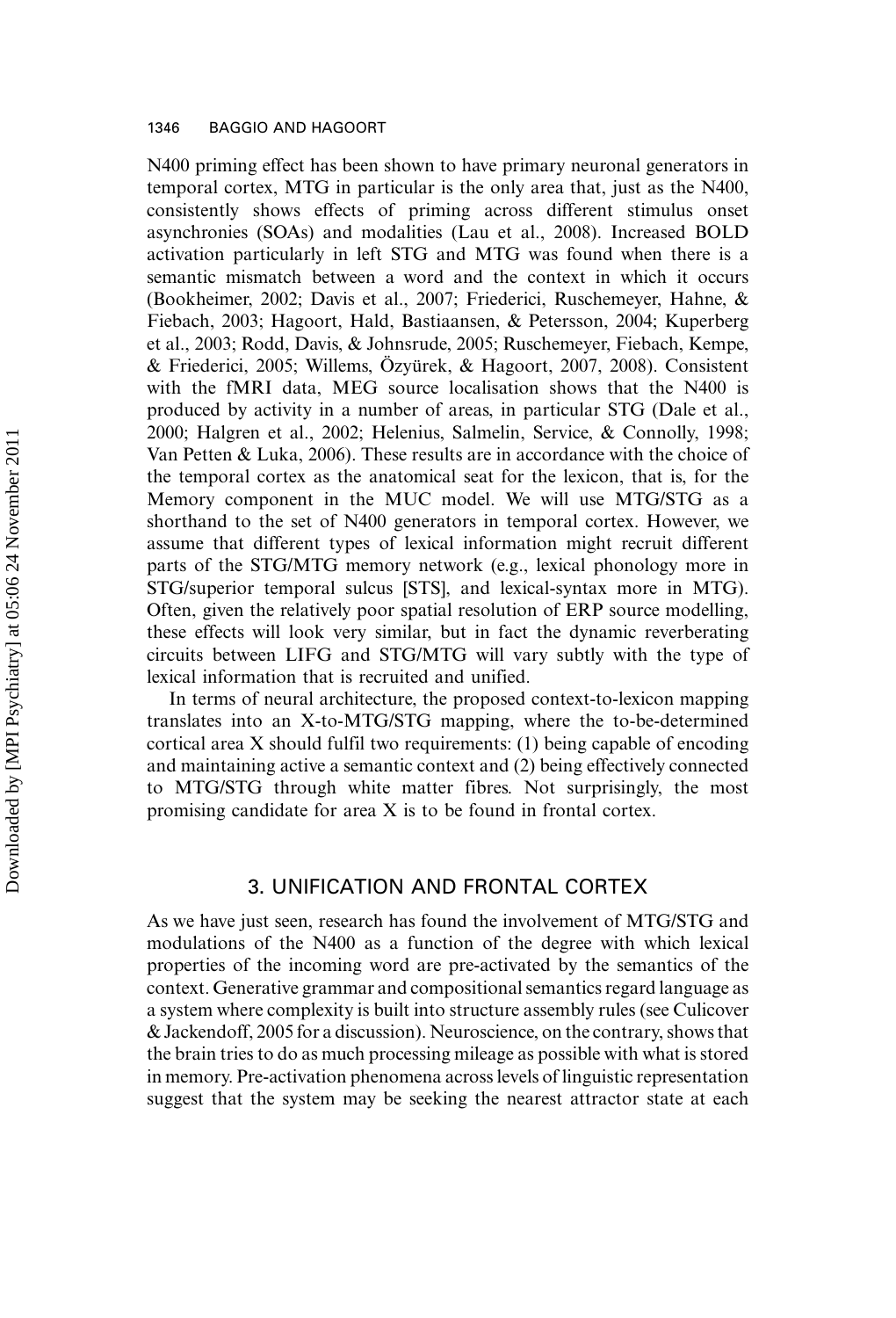N400 priming effect has been shown to have primary neuronal generators in temporal cortex, MTG in particular is the only area that, just as the N400, consistently shows effects of priming across different stimulus onset asynchronies (SOAs) and modalities (Lau et al., 2008). Increased BOLD activation particularly in left STG and MTG was found when there is a semantic mismatch between a word and the context in which it occurs (Bookheimer, 2002; Davis et al., 2007; Friederici, Ruschemeyer, Hahne, & Fiebach, 2003; Hagoort, Hald, Bastiaansen, & Petersson, 2004; Kuperberg et al., 2003; Rodd, Davis, & Johnsrude, 2005; Ruschemeyer, Fiebach, Kempe, & Friederici, 2005; Willems, Özyürek, & Hagoort, 2007, 2008). Consistent with the fMRI data, MEG source localisation shows that the N400 is produced by activity in a number of areas, in particular STG (Dale et al., 2000; Halgren et al., 2002; Helenius, Salmelin, Service, & Connolly, 1998; Van Petten & Luka, 2006). These results are in accordance with the choice of the temporal cortex as the anatomical seat for the lexicon, that is, for the Memory component in the MUC model. We will use MTG/STG as a shorthand to the set of N400 generators in temporal cortex. However, we assume that different types of lexical information might recruit different parts of the STG/MTG memory network (e.g., lexical phonology more in STG/superior temporal sulcus [STS], and lexical-syntax more in MTG). Often, given the relatively poor spatial resolution of ERP source modelling, these effects will look very similar, but in fact the dynamic reverberating circuits between LIFG and STG/MTG will vary subtly with the type of lexical information that is recruited and unified.

In terms of neural architecture, the proposed context-to-lexicon mapping translates into an X-to-MTG/STG mapping, where the to-be-determined cortical area X should fulfil two requirements: (1) being capable of encoding and maintaining active a semantic context and (2) being effectively connected to MTG/STG through white matter fibres. Not surprisingly, the most promising candidate for area X is to be found in frontal cortex.

## 3. UNIFICATION AND FRONTAL CORTEX

As we have just seen, research has found the involvement of MTG/STG and modulations of the N400 as a function of the degree with which lexical properties of the incoming word are pre-activated by the semantics of the context. Generative grammar and compositional semantics regard language as a system where complexity is built into structure assembly rules (see Culicover & Jackendoff, 2005 for a discussion). Neuroscience, on the contrary, shows that the brain tries to do as much processing mileage as possible with what is stored in memory. Pre-activation phenomena across levels of linguistic representation suggest that the system may be seeking the nearest attractor state at each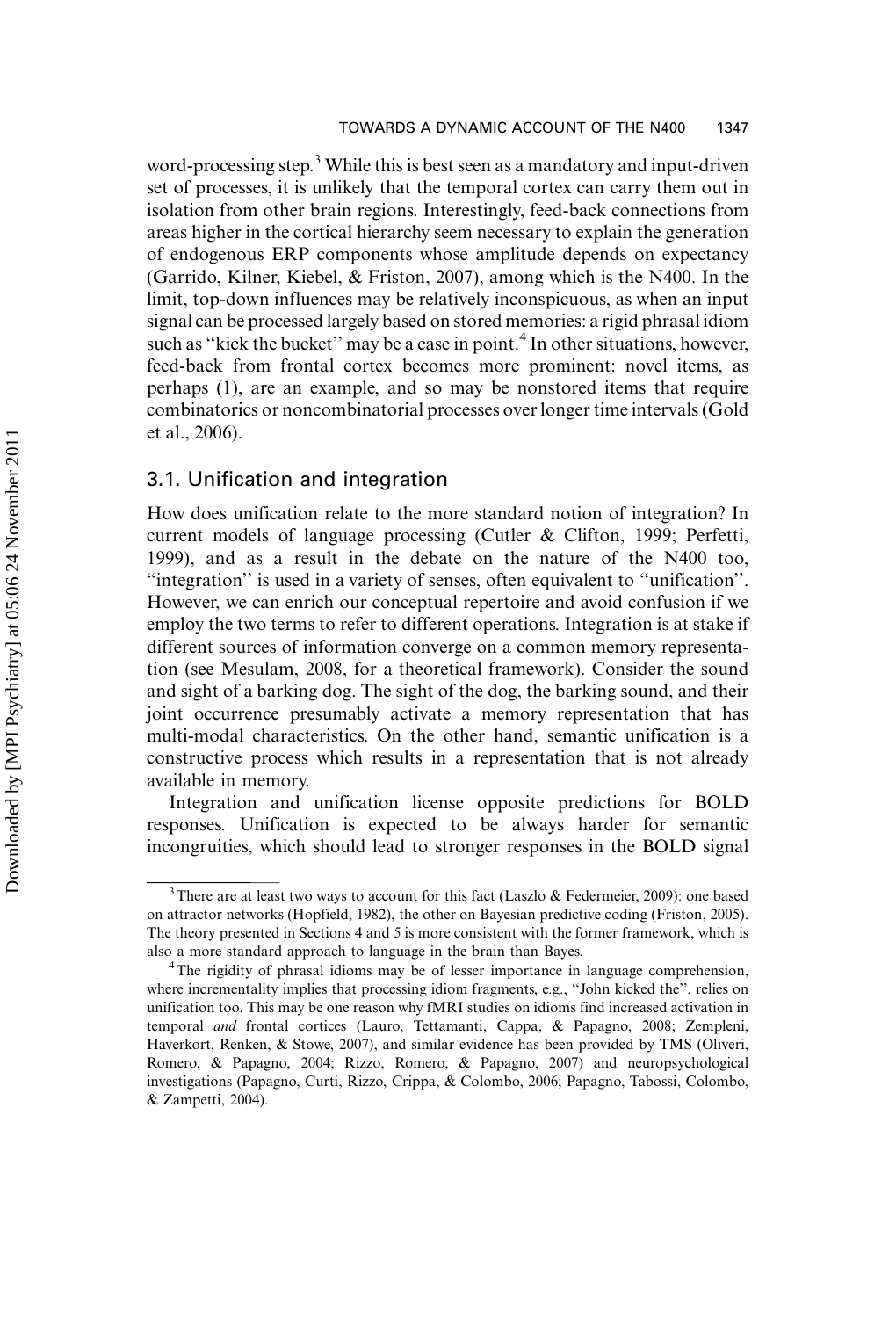word-processing step.[3] While this is best seen as a mandatory and input-driven set of processes, it is unlikely that the temporal cortex can carry them out in isolation from other brain regions. Interestingly, feed-back connections from areas higher in the cortical hierarchy seem necessary to explain the generation of endogenous ERP components whose amplitude depends on expectancy (Garrido, Kilner, Kiebel, & Friston, 2007), among which is the N400. In the limit, top-down influences may be relatively inconspicuous, as when an input signal can be processed largely based on stored memories: a rigid phrasal idiom such as "kick the bucket" may be a case in point.[4] In other situations, however, feed-back from frontal cortex becomes more prominent: novel items, as perhaps (1), are an example, and so may be nonstored items that require combinatorics or noncombinatorial processes over longer time intervals (Gold et al., 2006).

## 3.1. Unification and integration

How does unification relate to the more standard notion of integration? In current models of language processing (Cutler & Clifton, 1999; Perfetti, 1999), and as a result in the debate on the nature of the N400 too, "integration" is used in a variety of senses, often equivalent to "unification". However, we can enrich our conceptual repertoire and avoid confusion if we employ the two terms to refer to different operations. Integration is at stake if different sources of information converge on a common memory representation (see Mesulam, 2008, for a theoretical framework). Consider the sound and sight of a barking dog. The sight of the dog, the barking sound, and their joint occurrence presumably activate a memory representation that has multi-modal characteristics. On the other hand, semantic unification is a constructive process which results in a representation that is not already available in memory.

Integration and unification license opposite predictions for BOLD responses. Unification is expected to be always harder for semantic incongruities, which should lead to stronger responses in the BOLD signal

[3] There are at least two ways to account for this fact (Laszlo & Federmeier, 2009): one based on attractor networks (Hopfield, 1982), the other on Bayesian predictive coding (Friston, 2005). The theory presented in Sections 4 and 5 is more consistent with the former framework, which is also a more standard approach to language in the brain than Bayes.

[4] The rigidity of phrasal idioms may be of lesser importance in language comprehension, where incrementality implies that processing idiom fragments, e.g., "John kicked the", relies on unification too. This may be one reason why fMRI studies on idioms find increased activation in temporal *and* frontal cortices (Lauro, Tettamanti, Cappa, & Papagno, 2008; Zempleni, Haverkort, Renken, & Stowe, 2007), and similar evidence has been provided by TMS (Oliveri, Romero, & Papagno, 2004; Rizzo, Romero, & Papagno, 2007) and neuropsychological investigations (Papagno, Curti, Rizzo, Crippa, & Colombo, 2006; Papagno, Tabossi, Colombo, & Zampetti, 2004).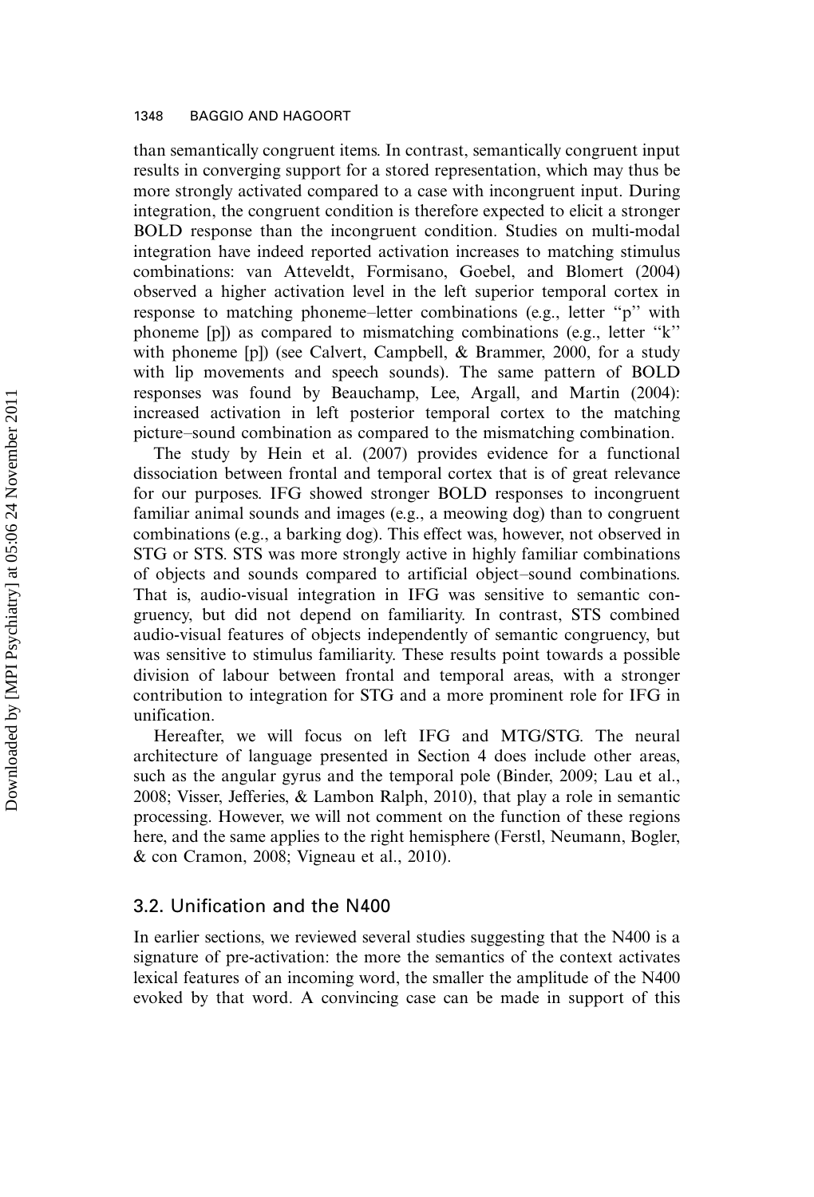than semantically congruent items. In contrast, semantically congruent input results in converging support for a stored representation, which may thus be more strongly activated compared to a case with incongruent input. During integration, the congruent condition is therefore expected to elicit a stronger BOLD response than the incongruent condition. Studies on multi-modal integration have indeed reported activation increases to matching stimulus combinations: van Atteveldt, Formisano, Goebel, and Blomert (2004) observed a higher activation level in the left superior temporal cortex in response to matching phoneme–letter combinations (e.g., letter "p" with phoneme [p]) as compared to mismatching combinations (e.g., letter "k" with phoneme [p]) (see Calvert, Campbell, & Brammer, 2000, for a study with lip movements and speech sounds). The same pattern of BOLD responses was found by Beauchamp, Lee, Argall, and Martin (2004): increased activation in left posterior temporal cortex to the matching picture–sound combination as compared to the mismatching combination.

The study by Hein et al. (2007) provides evidence for a functional dissociation between frontal and temporal cortex that is of great relevance for our purposes. IFG showed stronger BOLD responses to incongruent familiar animal sounds and images (e.g., a meowing dog) than to congruent combinations (e.g., a barking dog). This effect was, however, not observed in STG or STS. STS was more strongly active in highly familiar combinations of objects and sounds compared to artificial object–sound combinations. That is, audio-visual integration in IFG was sensitive to semantic congruency, but did not depend on familiarity. In contrast, STS combined audio-visual features of objects independently of semantic congruency, but was sensitive to stimulus familiarity. These results point towards a possible division of labour between frontal and temporal areas, with a stronger contribution to integration for STG and a more prominent role for IFG in unification.

Hereafter, we will focus on left IFG and MTG/STG. The neural architecture of language presented in Section 4 does include other areas, such as the angular gyrus and the temporal pole (Binder, 2009; Lau et al., 2008; Visser, Jefferies, & Lambon Ralph, 2010), that play a role in semantic processing. However, we will not comment on the function of these regions here, and the same applies to the right hemisphere (Ferstl, Neumann, Bogler, & con Cramon, 2008; Vigneau et al., 2010).

### 3.2. Unification and the N400

In earlier sections, we reviewed several studies suggesting that the N400 is a signature of pre-activation: the more the semantics of the context activates lexical features of an incoming word, the smaller the amplitude of the N400 evoked by that word. A convincing case can be made in support of this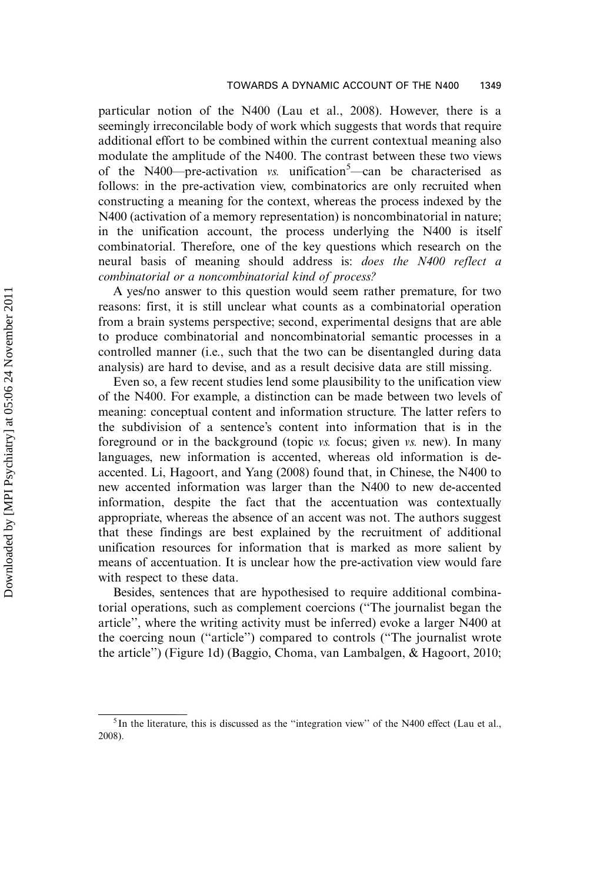particular notion of the N400 (Lau et al., 2008). However, there is a seemingly irreconcilable body of work which suggests that words that require additional effort to be combined within the current contextual meaning also modulate the amplitude of the N400. The contrast between these two views of the N400—pre-activation *vs.* unification[5]—can be characterised as follows: in the pre-activation view, combinatorics are only recruited when constructing a meaning for the context, whereas the process indexed by the N400 (activation of a memory representation) is noncombinatorial in nature; in the unification account, the process underlying the N400 is itself combinatorial. Therefore, one of the key questions which research on the neural basis of meaning should address is: *does the N400 reflect a combinatorial or a noncombinatorial kind of process?*

A yes/no answer to this question would seem rather premature, for two reasons: first, it is still unclear what counts as a combinatorial operation from a brain systems perspective; second, experimental designs that are able to produce combinatorial and noncombinatorial semantic processes in a controlled manner (i.e., such that the two can be disentangled during data analysis) are hard to devise, and as a result decisive data are still missing.

Even so, a few recent studies lend some plausibility to the unification view of the N400. For example, a distinction can be made between two levels of meaning: conceptual content and information structure. The latter refers to the subdivision of a sentence's content into information that is in the foreground or in the background (topic *vs.* focus; given *vs.* new). In many languages, new information is accented, whereas old information is de-accented. Li, Hagoort, and Yang (2008) found that, in Chinese, the N400 to new accented information was larger than the N400 to new de-accented information, despite the fact that the accentuation was contextually appropriate, whereas the absence of an accent was not. The authors suggest that these findings are best explained by the recruitment of additional unification resources for information that is marked as more salient by means of accentuation. It is unclear how the pre-activation view would fare with respect to these data.

Besides, sentences that are hypothesised to require additional combinatorial operations, such as complement coercions ("The journalist began the article", where the writing activity must be inferred) evoke a larger N400 at the coercing noun ("article") compared to controls ("The journalist wrote the article") (Figure 1d) (Baggio, Choma, van Lambalgen, & Hagoort, 2010;

[5] In the literature, this is discussed as the "integration view" of the N400 effect (Lau et al., 2008).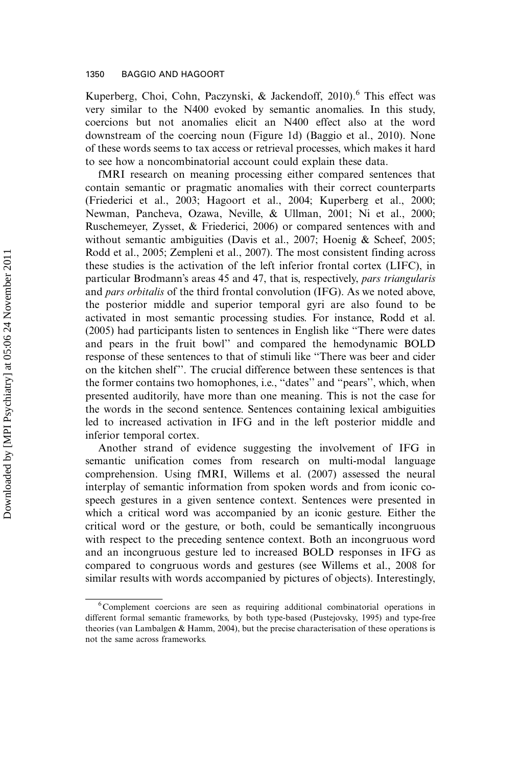Kuperberg, Choi, Cohn, Paczynski, & Jackendoff, 2010).[6] This effect was very similar to the N400 evoked by semantic anomalies. In this study, coercions but not anomalies elicit an N400 effect also at the word downstream of the coercing noun (Figure 1d) (Baggio et al., 2010). None of these words seems to tax access or retrieval processes, which makes it hard to see how a noncombinatorial account could explain these data.

fMRI research on meaning processing either compared sentences that contain semantic or pragmatic anomalies with their correct counterparts (Friederici et al., 2003; Hagoort et al., 2004; Kuperberg et al., 2000; Newman, Pancheva, Ozawa, Neville, & Ullman, 2001; Ni et al., 2000; Ruschemeyer, Zysset, & Friederici, 2006) or compared sentences with and without semantic ambiguities (Davis et al., 2007; Hoenig & Scheef, 2005; Rodd et al., 2005; Zempleni et al., 2007). The most consistent finding across these studies is the activation of the left inferior frontal cortex (LIFC), in particular Brodmann's areas 45 and 47, that is, respectively, *pars triangularis* and *pars orbitalis* of the third frontal convolution (IFG). As we noted above, the posterior middle and superior temporal gyri are also found to be activated in most semantic processing studies. For instance, Rodd et al. (2005) had participants listen to sentences in English like "There were dates and pears in the fruit bowl" and compared the hemodynamic BOLD response of these sentences to that of stimuli like "There was beer and cider on the kitchen shelf". The crucial difference between these sentences is that the former contains two homophones, i.e., "dates" and "pears", which, when presented auditorily, have more than one meaning. This is not the case for the words in the second sentence. Sentences containing lexical ambiguities led to increased activation in IFG and in the left posterior middle and inferior temporal cortex.

Another strand of evidence suggesting the involvement of IFG in semantic unification comes from research on multi-modal language comprehension. Using fMRI, Willems et al. (2007) assessed the neural interplay of semantic information from spoken words and from iconic co-speech gestures in a given sentence context. Sentences were presented in which a critical word was accompanied by an iconic gesture. Either the critical word or the gesture, or both, could be semantically incongruous with respect to the preceding sentence context. Both an incongruous word and an incongruous gesture led to increased BOLD responses in IFG as compared to congruous words and gestures (see Willems et al., 2008 for similar results with words accompanied by pictures of objects). Interestingly,

[6] Complement coercions are seen as requiring additional combinatorial operations in different formal semantic frameworks, by both type-based (Pustejovsky, 1995) and type-free theories (van Lambalgen & Hamm, 2004), but the precise characterisation of these operations is not the same across frameworks.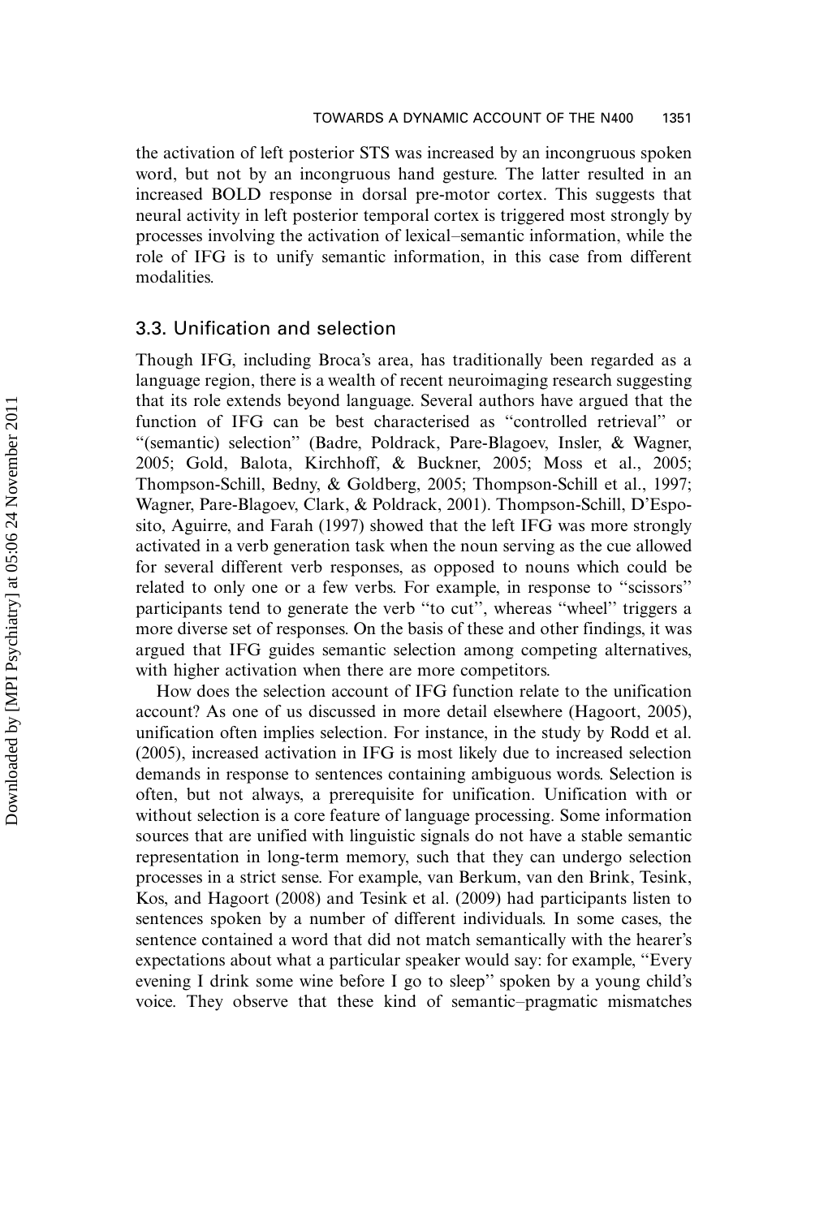the activation of left posterior STS was increased by an incongruous spoken word, but not by an incongruous hand gesture. The latter resulted in an increased BOLD response in dorsal pre-motor cortex. This suggests that neural activity in left posterior temporal cortex is triggered most strongly by processes involving the activation of lexical–semantic information, while the role of IFG is to unify semantic information, in this case from different modalities.

### 3.3. Unification and selection

Though IFG, including Broca's area, has traditionally been regarded as a language region, there is a wealth of recent neuroimaging research suggesting that its role extends beyond language. Several authors have argued that the function of IFG can be best characterised as "controlled retrieval" or "(semantic) selection" (Badre, Poldrack, Pare-Blagoev, Insler, & Wagner, 2005; Gold, Balota, Kirchhoff, & Buckner, 2005; Moss et al., 2005; Thompson-Schill, Bedny, & Goldberg, 2005; Thompson-Schill et al., 1997; Wagner, Pare-Blagoev, Clark, & Poldrack, 2001). Thompson-Schill, D'Esposito, Aguirre, and Farah (1997) showed that the left IFG was more strongly activated in a verb generation task when the noun serving as the cue allowed for several different verb responses, as opposed to nouns which could be related to only one or a few verbs. For example, in response to "scissors" participants tend to generate the verb "to cut", whereas "wheel" triggers a more diverse set of responses. On the basis of these and other findings, it was argued that IFG guides semantic selection among competing alternatives, with higher activation when there are more competitors.

How does the selection account of IFG function relate to the unification account? As one of us discussed in more detail elsewhere (Hagoort, 2005), unification often implies selection. For instance, in the study by Rodd et al. (2005), increased activation in IFG is most likely due to increased selection demands in response to sentences containing ambiguous words. Selection is often, but not always, a prerequisite for unification. Unification with or without selection is a core feature of language processing. Some information sources that are unified with linguistic signals do not have a stable semantic representation in long-term memory, such that they can undergo selection processes in a strict sense. For example, van Berkum, van den Brink, Tesink, Kos, and Hagoort (2008) and Tesink et al. (2009) had participants listen to sentences spoken by a number of different individuals. In some cases, the sentence contained a word that did not match semantically with the hearer's expectations about what a particular speaker would say: for example, "Every evening I drink some wine before I go to sleep" spoken by a young child's voice. They observe that these kind of semantic–pragmatic mismatches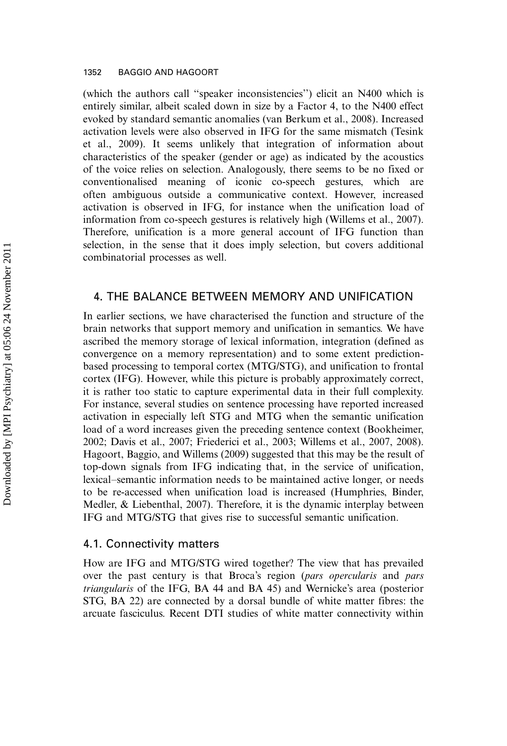(which the authors call "speaker inconsistencies") elicit an N400 which is entirely similar, albeit scaled down in size by a Factor 4, to the N400 effect evoked by standard semantic anomalies (van Berkum et al., 2008). Increased activation levels were also observed in IFG for the same mismatch (Tesink et al., 2009). It seems unlikely that integration of information about characteristics of the speaker (gender or age) as indicated by the acoustics of the voice relies on selection. Analogously, there seems to be no fixed or conventionalised meaning of iconic co-speech gestures, which are often ambiguous outside a communicative context. However, increased activation is observed in IFG, for instance when the unification load of information from co-speech gestures is relatively high (Willems et al., 2007). Therefore, unification is a more general account of IFG function than selection, in the sense that it does imply selection, but covers additional combinatorial processes as well.

## 4. THE BALANCE BETWEEN MEMORY AND UNIFICATION

In earlier sections, we have characterised the function and structure of the brain networks that support memory and unification in semantics. We have ascribed the memory storage of lexical information, integration (defined as convergence on a memory representation) and to some extent prediction-based processing to temporal cortex (MTG/STG), and unification to frontal cortex (IFG). However, while this picture is probably approximately correct, it is rather too static to capture experimental data in their full complexity. For instance, several studies on sentence processing have reported increased activation in especially left STG and MTG when the semantic unification load of a word increases given the preceding sentence context (Bookheimer, 2002; Davis et al., 2007; Friederici et al., 2003; Willems et al., 2007, 2008). Hagoort, Baggio, and Willems (2009) suggested that this may be the result of top-down signals from IFG indicating that, in the service of unification, lexical–semantic information needs to be maintained active longer, or needs to be re-accessed when unification load is increased (Humphries, Binder, Medler, & Liebenthal, 2007). Therefore, it is the dynamic interplay between IFG and MTG/STG that gives rise to successful semantic unification.

### 4.1. Connectivity matters

How are IFG and MTG/STG wired together? The view that has prevailed over the past century is that Broca's region (*pars opercularis* and *pars triangularis* of the IFG, BA 44 and BA 45) and Wernicke's area (posterior STG, BA 22) are connected by a dorsal bundle of white matter fibres: the arcuate fasciculus. Recent DTI studies of white matter connectivity within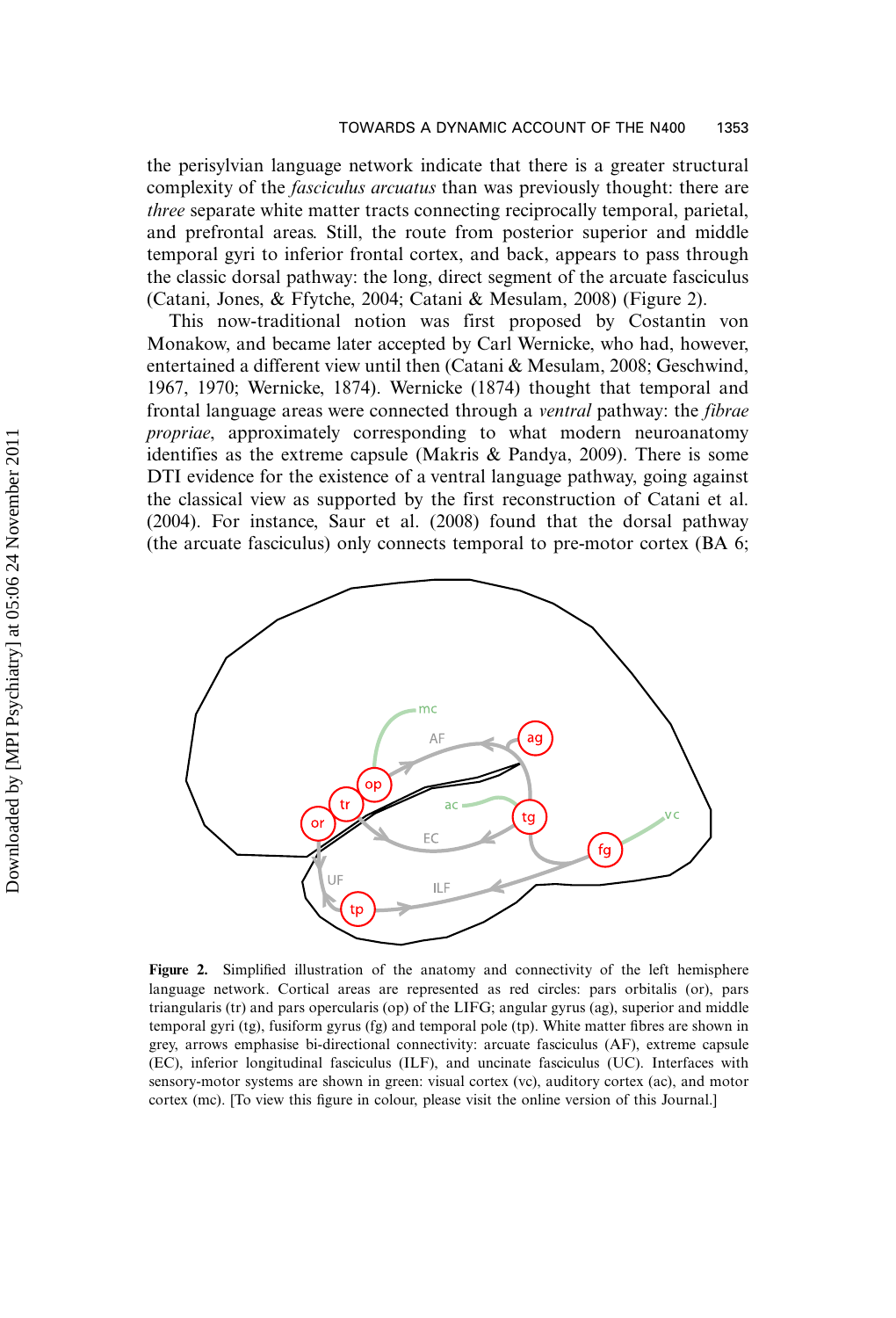the perisylvian language network indicate that there is a greater structural complexity of the *fasciculus arcuatus* than was previously thought: there are *three* separate white matter tracts connecting reciprocally temporal, parietal, and prefrontal areas. Still, the route from posterior superior and middle temporal gyri to inferior frontal cortex, and back, appears to pass through the classic dorsal pathway: the long, direct segment of the arcuate fasciculus (Catani, Jones, & Ffytche, 2004; Catani & Mesulam, 2008) (Figure 2).

This now-traditional notion was first proposed by Costantin von Monakow, and became later accepted by Carl Wernicke, who had, however, entertained a different view until then (Catani & Mesulam, 2008; Geschwind, 1967, 1970; Wernicke, 1874). Wernicke (1874) thought that temporal and frontal language areas were connected through a *ventral* pathway: the *fibrae propriae*, approximately corresponding to what modern neuroanatomy identifies as the extreme capsule (Makris & Pandya, 2009). There is some DTI evidence for the existence of a ventral language pathway, going against the classical view as supported by the first reconstruction of Catani et al. (2004). For instance, Saur et al. (2008) found that the dorsal pathway (the arcuate fasciculus) only connects temporal to pre-motor cortex (BA 6;

**Figure 2.** Simplified illustration of the anatomy and connectivity of the left hemisphere language network. Cortical areas are represented as red circles: pars orbitalis (or), pars triangularis (tr) and pars opercularis (op) of the LIFG; angular gyrus (ag), superior and middle temporal gyri (tg), fusiform gyrus (fg) and temporal pole (tp). White matter fibres are shown in grey, arrows emphasise bi-directional connectivity: arcuate fasciculus (AF), extreme capsule (EC), inferior longitudinal fasciculus (ILF), and uncinate fasciculus (UC). Interfaces with sensory-motor systems are shown in green: visual cortex (vc), auditory cortex (ac), and motor cortex (mc). [To view this figure in colour, please visit the online version of this Journal.]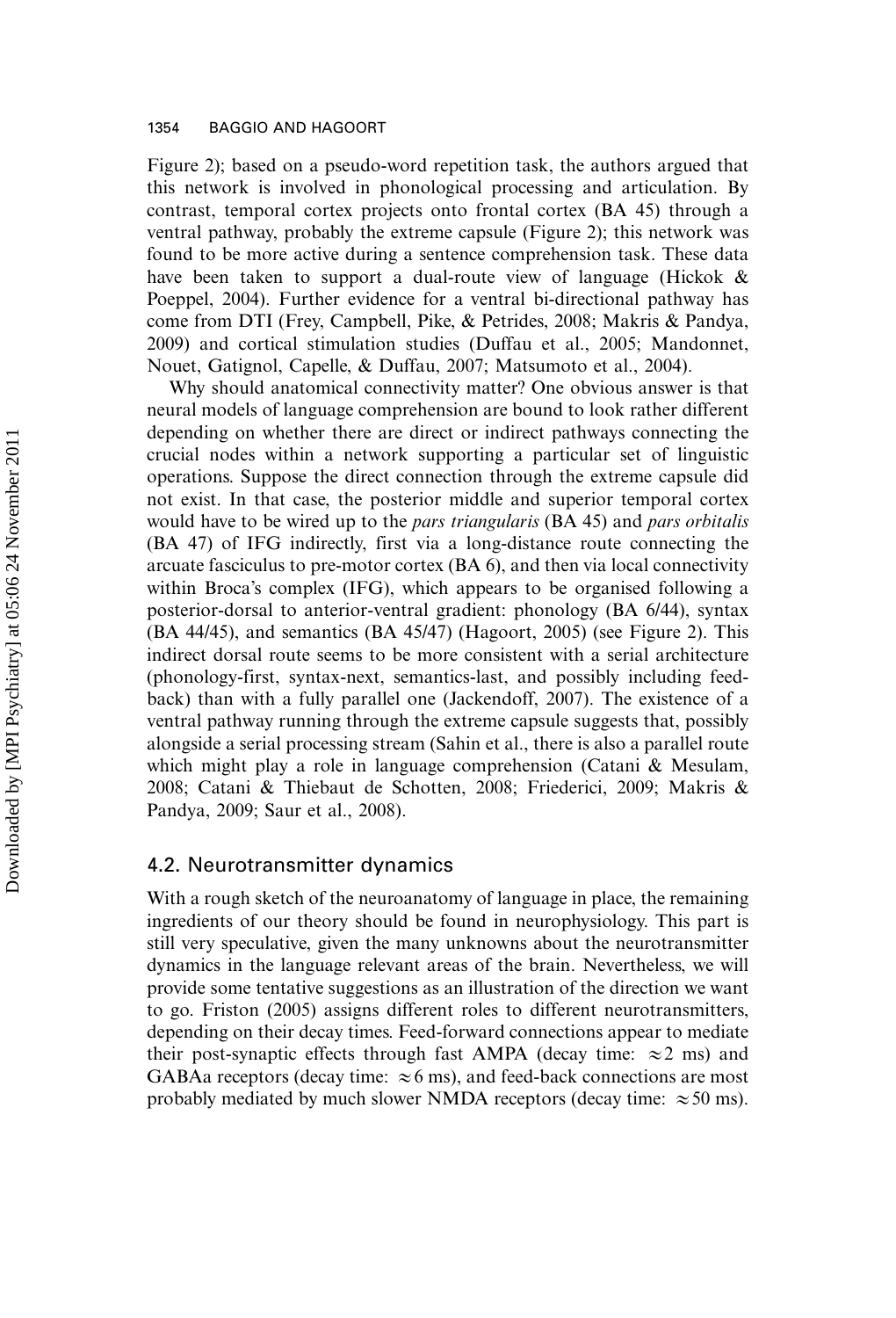Figure 2); based on a pseudo-word repetition task, the authors argued that this network is involved in phonological processing and articulation. By contrast, temporal cortex projects onto frontal cortex (BA 45) through a ventral pathway, probably the extreme capsule (Figure 2); this network was found to be more active during a sentence comprehension task. These data have been taken to support a dual-route view of language (Hickok & Poeppel, 2004). Further evidence for a ventral bi-directional pathway has come from DTI (Frey, Campbell, Pike, & Petrides, 2008; Makris & Pandya, 2009) and cortical stimulation studies (Duffau et al., 2005; Mandonnet, Nouet, Gatignol, Capelle, & Duffau, 2007; Matsumoto et al., 2004).

Why should anatomical connectivity matter? One obvious answer is that neural models of language comprehension are bound to look rather different depending on whether there are direct or indirect pathways connecting the crucial nodes within a network supporting a particular set of linguistic operations. Suppose the direct connection through the extreme capsule did not exist. In that case, the posterior middle and superior temporal cortex would have to be wired up to the *pars triangularis* (BA 45) and *pars orbitalis* (BA 47) of IFG indirectly, first via a long-distance route connecting the arcuate fasciculus to pre-motor cortex (BA 6), and then via local connectivity within Broca's complex (IFG), which appears to be organised following a posterior-dorsal to anterior-ventral gradient: phonology (BA 6/44), syntax (BA 44/45), and semantics (BA 45/47) (Hagoort, 2005) (see Figure 2). This indirect dorsal route seems to be more consistent with a serial architecture (phonology-first, syntax-next, semantics-last, and possibly including feedback) than with a fully parallel one (Jackendoff, 2007). The existence of a ventral pathway running through the extreme capsule suggests that, possibly alongside a serial processing stream (Sahin et al., there is also a parallel route which might play a role in language comprehension (Catani & Mesulam, 2008; Catani & Thiebaut de Schotten, 2008; Friederici, 2009; Makris & Pandya, 2009; Saur et al., 2008).

## 4.2. Neurotransmitter dynamics

With a rough sketch of the neuroanatomy of language in place, the remaining ingredients of our theory should be found in neurophysiology. This part is still very speculative, given the many unknowns about the neurotransmitter dynamics in the language relevant areas of the brain. Nevertheless, we will provide some tentative suggestions as an illustration of the direction we want to go. Friston (2005) assigns different roles to different neurotransmitters, depending on their decay times. Feed-forward connections appear to mediate their post-synaptic effects through fast AMPA (decay time: $\approx 2$ ms) and GABAa receptors (decay time: $\approx 6$ ms), and feed-back connections are most probably mediated by much slower NMDA receptors (decay time: $\approx 50$ ms).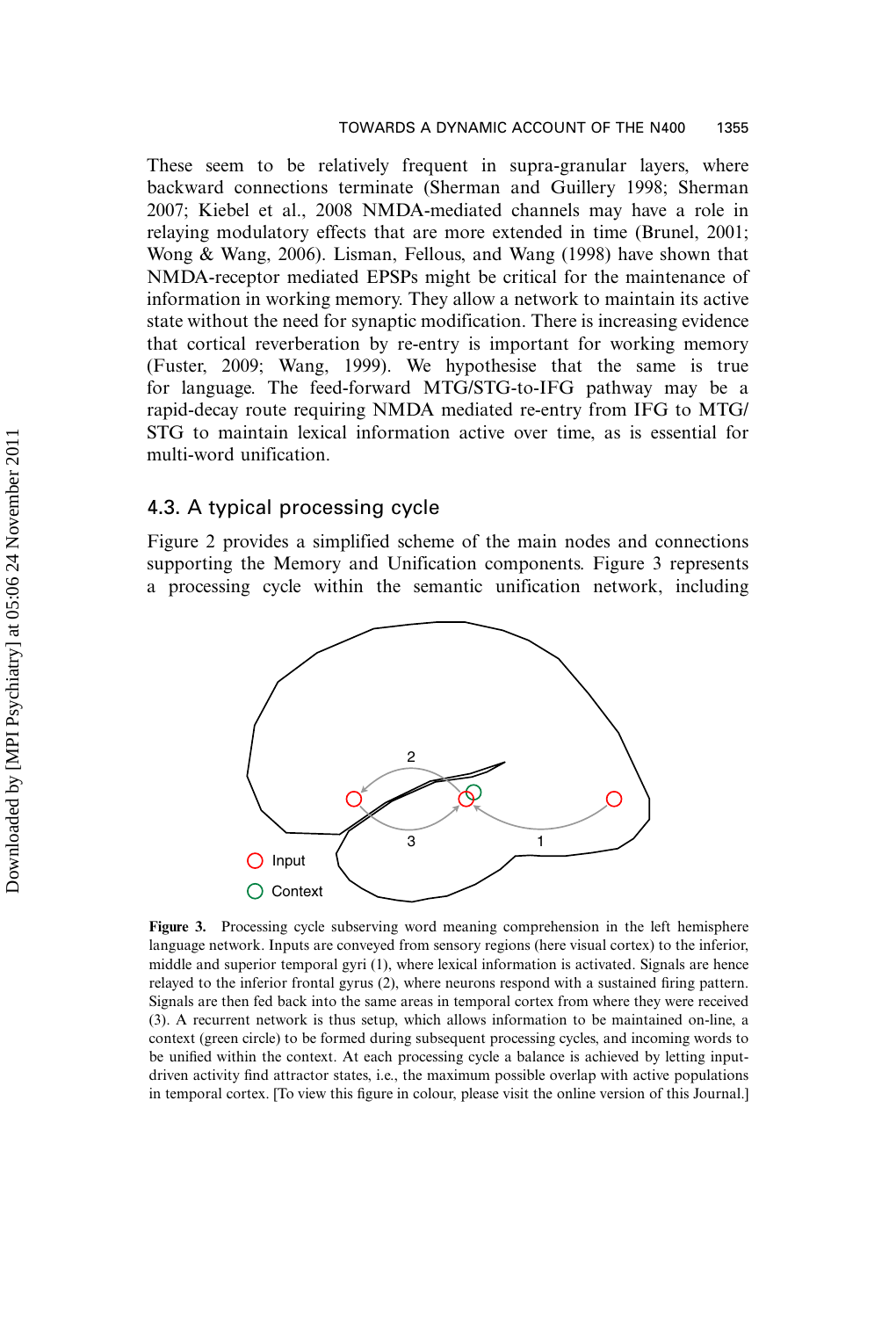These seem to be relatively frequent in supra-granular layers, where backward connections terminate (Sherman and Guillery 1998; Sherman 2007; Kiebel et al., 2008 NMDA-mediated channels may have a role in relaying modulatory effects that are more extended in time (Brunel, 2001; Wong & Wang, 2006). Lisman, Fellous, and Wang (1998) have shown that NMDA-receptor mediated EPSPs might be critical for the maintenance of information in working memory. They allow a network to maintain its active state without the need for synaptic modification. There is increasing evidence that cortical reverberation by re-entry is important for working memory (Fuster, 2009; Wang, 1999). We hypothesise that the same is true for language. The feed-forward MTG/STG-to-IFG pathway may be a rapid-decay route requiring NMDA mediated re-entry from IFG to MTG/STG to maintain lexical information active over time, as is essential for multi-word unification.

## 4.3. A typical processing cycle

Figure 2 provides a simplified scheme of the main nodes and connections supporting the Memory and Unification components. Figure 3 represents a processing cycle within the semantic unification network, including

**Figure 3.** Processing cycle subserving word meaning comprehension in the left hemisphere language network. Inputs are conveyed from sensory regions (here visual cortex) to the inferior, middle and superior temporal gyri (1), where lexical information is activated. Signals are hence relayed to the inferior frontal gyrus (2), where neurons respond with a sustained firing pattern. Signals are then fed back into the same areas in temporal cortex from where they were received (3). A recurrent network is thus setup, which allows information to be maintained on-line, a context (green circle) to be formed during subsequent processing cycles, and incoming words to be unified within the context. At each processing cycle a balance is achieved by letting input-driven activity find attractor states, i.e., the maximum possible overlap with active populations in temporal cortex. [To view this figure in colour, please visit the online version of this Journal.]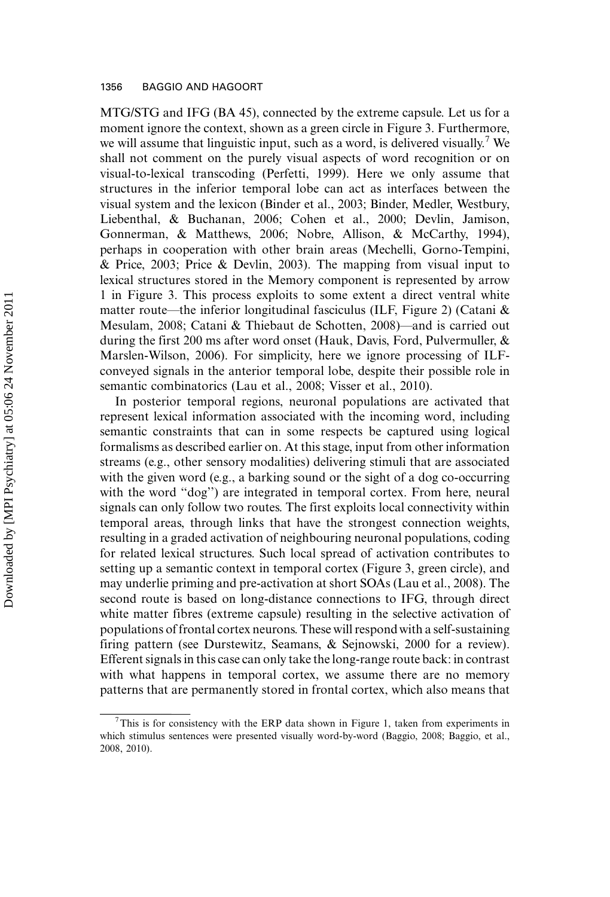MTG/STG and IFG (BA 45), connected by the extreme capsule. Let us for a moment ignore the context, shown as a green circle in Figure 3. Furthermore, we will assume that linguistic input, such as a word, is delivered visually.[7] We shall not comment on the purely visual aspects of word recognition or on visual-to-lexical transcoding (Perfetti, 1999). Here we only assume that structures in the inferior temporal lobe can act as interfaces between the visual system and the lexicon (Binder et al., 2003; Binder, Medler, Westbury, Liebenthal, & Buchanan, 2006; Cohen et al., 2000; Devlin, Jamison, Gonnerman, & Matthews, 2006; Nobre, Allison, & McCarthy, 1994), perhaps in cooperation with other brain areas (Mechelli, Gorno-Tempini, & Price, 2003; Price & Devlin, 2003). The mapping from visual input to lexical structures stored in the Memory component is represented by arrow 1 in Figure 3. This process exploits to some extent a direct ventral white matter route—the inferior longitudinal fasciculus (ILF, Figure 2) (Catani & Mesulam, 2008; Catani & Thiebaut de Schotten, 2008)—and is carried out during the first 200 ms after word onset (Hauk, Davis, Ford, Pulvermuller, & Marslen-Wilson, 2006). For simplicity, here we ignore processing of ILF-conveyed signals in the anterior temporal lobe, despite their possible role in semantic combinatorics (Lau et al., 2008; Visser et al., 2010).

In posterior temporal regions, neuronal populations are activated that represent lexical information associated with the incoming word, including semantic constraints that can in some respects be captured using logical formalisms as described earlier on. At this stage, input from other information streams (e.g., other sensory modalities) delivering stimuli that are associated with the given word (e.g., a barking sound or the sight of a dog co-occurring with the word "dog") are integrated in temporal cortex. From here, neural signals can only follow two routes. The first exploits local connectivity within temporal areas, through links that have the strongest connection weights, resulting in a graded activation of neighbouring neuronal populations, coding for related lexical structures. Such local spread of activation contributes to setting up a semantic context in temporal cortex (Figure 3, green circle), and may underlie priming and pre-activation at short SOAs (Lau et al., 2008). The second route is based on long-distance connections to IFG, through direct white matter fibres (extreme capsule) resulting in the selective activation of populations of frontal cortex neurons. These will respond with a self-sustaining firing pattern (see Durstewitz, Seamans, & Sejnowski, 2000 for a review). Efferent signals in this case can only take the long-range route back: in contrast with what happens in temporal cortex, we assume there are no memory patterns that are permanently stored in frontal cortex, which also means that

[7] This is for consistency with the ERP data shown in Figure 1, taken from experiments in which stimulus sentences were presented visually word-by-word (Baggio, 2008; Baggio, et al., 2008, 2010).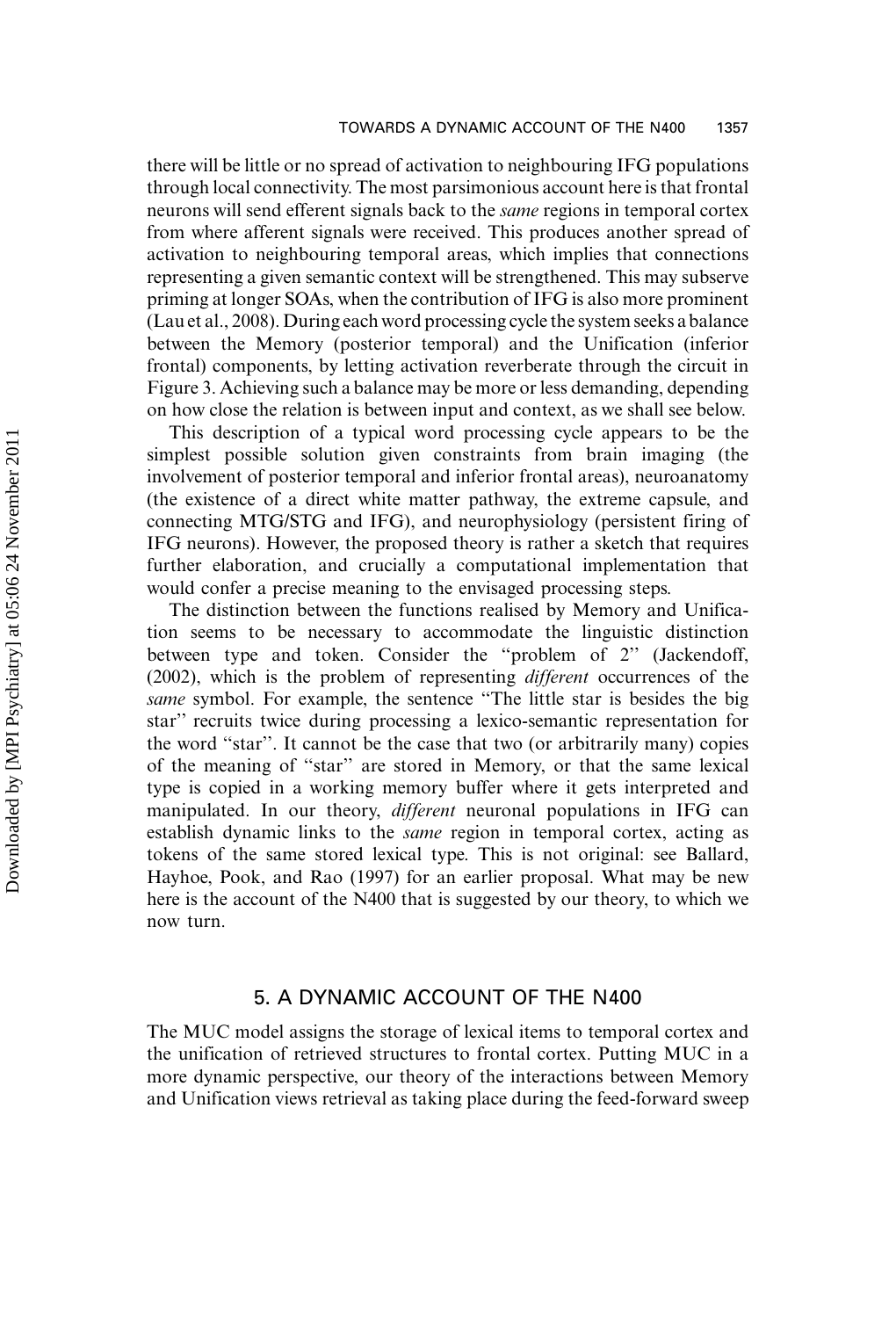there will be little or no spread of activation to neighbouring IFG populations through local connectivity. The most parsimonious account here is that frontal neurons will send efferent signals back to the *same* regions in temporal cortex from where afferent signals were received. This produces another spread of activation to neighbouring temporal areas, which implies that connections representing a given semantic context will be strengthened. This may subserve priming at longer SOAs, when the contribution of IFG is also more prominent (Lau et al., 2008). During each word processing cycle the system seeks a balance between the Memory (posterior temporal) and the Unification (inferior frontal) components, by letting activation reverberate through the circuit in Figure 3. Achieving such a balance may be more or less demanding, depending on how close the relation is between input and context, as we shall see below.

This description of a typical word processing cycle appears to be the simplest possible solution given constraints from brain imaging (the involvement of posterior temporal and inferior frontal areas), neuroanatomy (the existence of a direct white matter pathway, the extreme capsule, and connecting MTG/STG and IFG), and neurophysiology (persistent firing of IFG neurons). However, the proposed theory is rather a sketch that requires further elaboration, and crucially a computational implementation that would confer a precise meaning to the envisaged processing steps.

The distinction between the functions realised by Memory and Unification seems to be necessary to accommodate the linguistic distinction between type and token. Consider the "problem of 2" (Jackendoff, (2002), which is the problem of representing *different* occurrences of the *same* symbol. For example, the sentence "The little star is besides the big star" recruits twice during processing a lexico-semantic representation for the word "star". It cannot be the case that two (or arbitrarily many) copies of the meaning of "star" are stored in Memory, or that the same lexical type is copied in a working memory buffer where it gets interpreted and manipulated. In our theory, *different* neuronal populations in IFG can establish dynamic links to the *same* region in temporal cortex, acting as tokens of the same stored lexical type. This is not original: see Ballard, Hayhoe, Pook, and Rao (1997) for an earlier proposal. What may be new here is the account of the N400 that is suggested by our theory, to which we now turn.

## 5. A DYNAMIC ACCOUNT OF THE N400

The MUC model assigns the storage of lexical items to temporal cortex and the unification of retrieved structures to frontal cortex. Putting MUC in a more dynamic perspective, our theory of the interactions between Memory and Unification views retrieval as taking place during the feed-forward sweep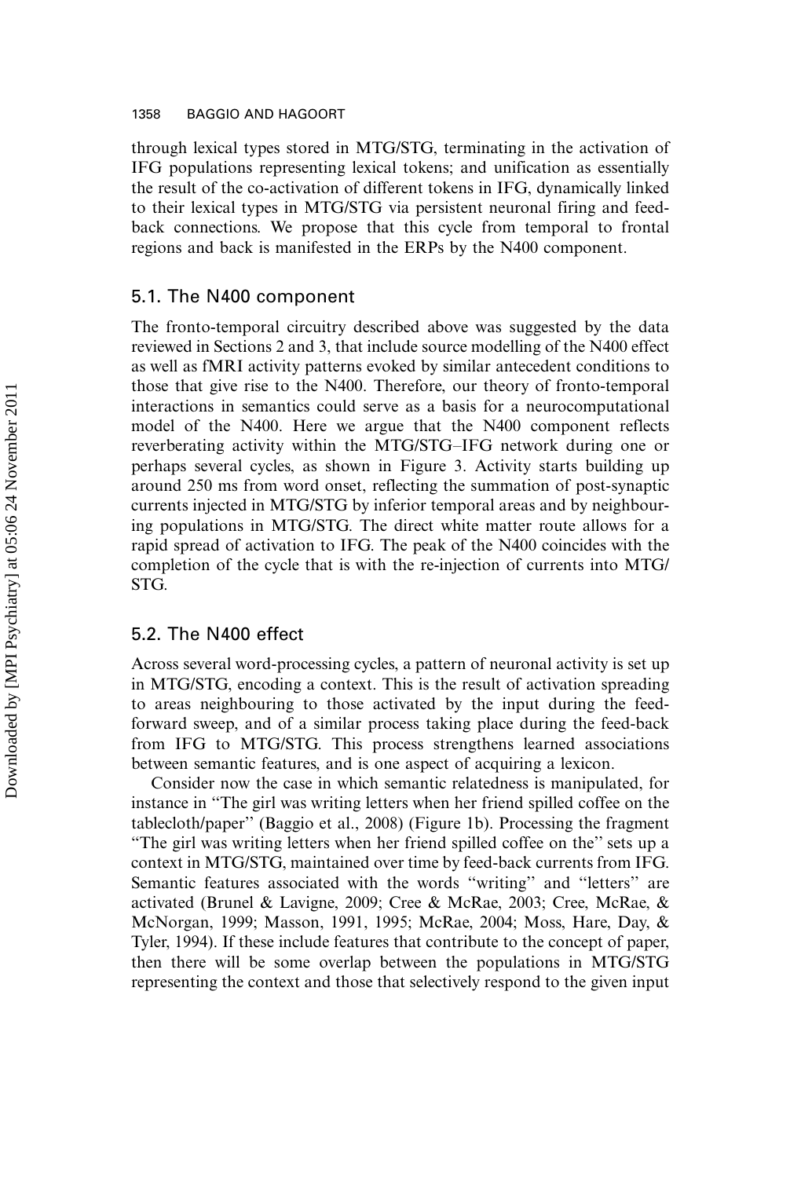through lexical types stored in MTG/STG, terminating in the activation of IFG populations representing lexical tokens; and unification as essentially the result of the co-activation of different tokens in IFG, dynamically linked to their lexical types in MTG/STG via persistent neuronal firing and feed-back connections. We propose that this cycle from temporal to frontal regions and back is manifested in the ERPs by the N400 component.

## 5.1. The N400 component

The fronto-temporal circuitry described above was suggested by the data reviewed in Sections 2 and 3, that include source modelling of the N400 effect as well as fMRI activity patterns evoked by similar antecedent conditions to those that give rise to the N400. Therefore, our theory of fronto-temporal interactions in semantics could serve as a basis for a neurocomputational model of the N400. Here we argue that the N400 component reflects reverberating activity within the MTG/STG–IFG network during one or perhaps several cycles, as shown in Figure 3. Activity starts building up around 250 ms from word onset, reflecting the summation of post-synaptic currents injected in MTG/STG by inferior temporal areas and by neighbouring populations in MTG/STG. The direct white matter route allows for a rapid spread of activation to IFG. The peak of the N400 coincides with the completion of the cycle that is with the re-injection of currents into MTG/STG.

## 5.2. The N400 effect

Across several word-processing cycles, a pattern of neuronal activity is set up in MTG/STG, encoding a context. This is the result of activation spreading to areas neighbouring to those activated by the input during the feed-forward sweep, and of a similar process taking place during the feed-back from IFG to MTG/STG. This process strengthens learned associations between semantic features, and is one aspect of acquiring a lexicon.

Consider now the case in which semantic relatedness is manipulated, for instance in "The girl was writing letters when her friend spilled coffee on the tablecloth/paper" (Baggio et al., 2008) (Figure 1b). Processing the fragment "The girl was writing letters when her friend spilled coffee on the" sets up a context in MTG/STG, maintained over time by feed-back currents from IFG. Semantic features associated with the words "writing" and "letters" are activated (Brunel & Lavigne, 2009; Cree & McRae, 2003; Cree, McRae, & McNorgan, 1999; Masson, 1991, 1995; McRae, 2004; Moss, Hare, Day, & Tyler, 1994). If these include features that contribute to the concept of paper, then there will be some overlap between the populations in MTG/STG representing the context and those that selectively respond to the given input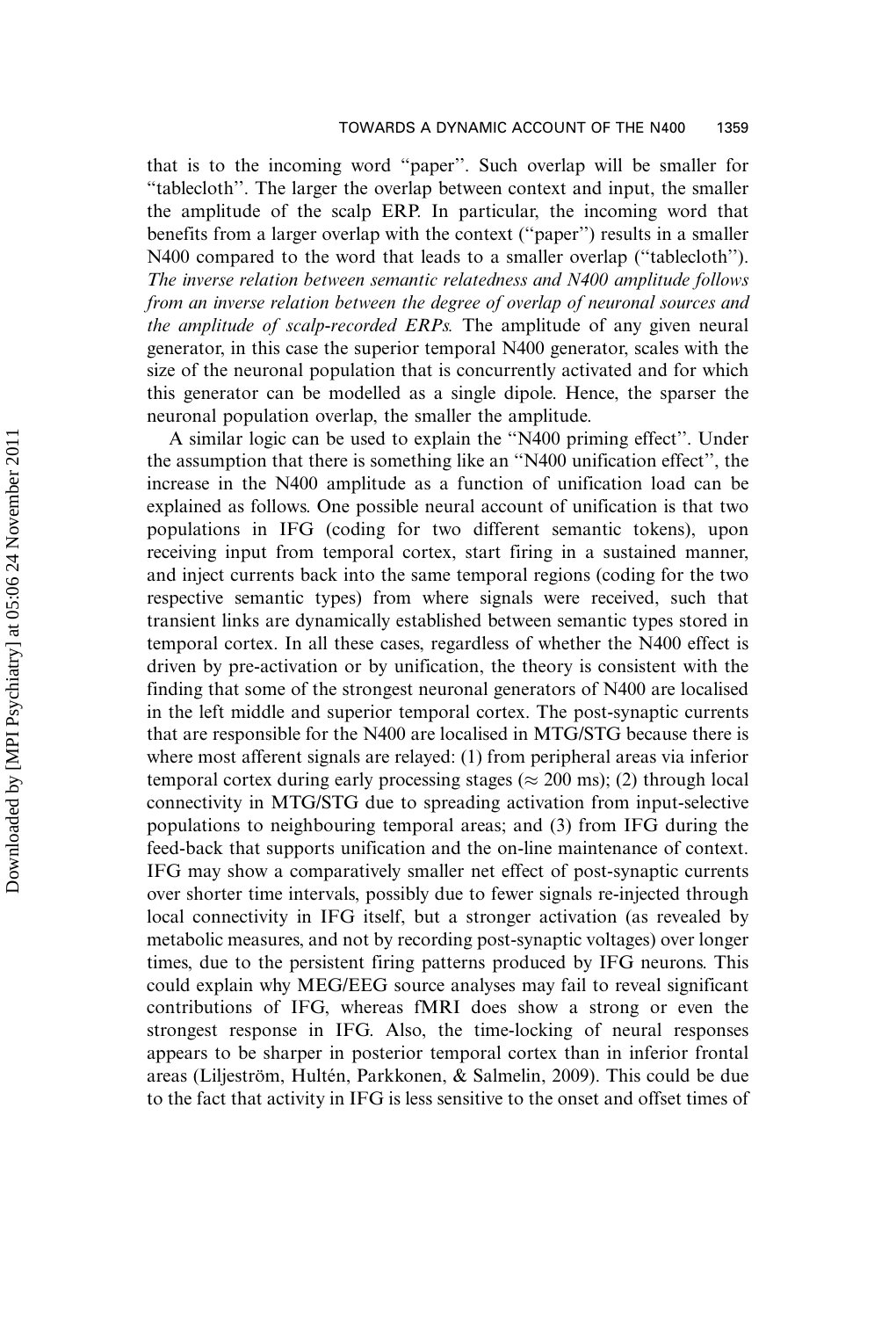that is to the incoming word "paper". Such overlap will be smaller for "tablecloth". The larger the overlap between context and input, the smaller the amplitude of the scalp ERP. In particular, the incoming word that benefits from a larger overlap with the context ("paper") results in a smaller N400 compared to the word that leads to a smaller overlap ("tablecloth"). *The inverse relation between semantic relatedness and N400 amplitude follows from an inverse relation between the degree of overlap of neuronal sources and the amplitude of scalp-recorded ERPs.* The amplitude of any given neural generator, in this case the superior temporal N400 generator, scales with the size of the neuronal population that is concurrently activated and for which this generator can be modelled as a single dipole. Hence, the sparser the neuronal population overlap, the smaller the amplitude.

A similar logic can be used to explain the "N400 priming effect". Under the assumption that there is something like an "N400 unification effect", the increase in the N400 amplitude as a function of unification load can be explained as follows. One possible neural account of unification is that two populations in IFG (coding for two different semantic tokens), upon receiving input from temporal cortex, start firing in a sustained manner, and inject currents back into the same temporal regions (coding for the two respective semantic types) from where signals were received, such that transient links are dynamically established between semantic types stored in temporal cortex. In all these cases, regardless of whether the N400 effect is driven by pre-activation or by unification, the theory is consistent with the finding that some of the strongest neuronal generators of N400 are localised in the left middle and superior temporal cortex. The post-synaptic currents that are responsible for the N400 are localised in MTG/STG because there is where most afferent signals are relayed: (1) from peripheral areas via inferior temporal cortex during early processing stages ($\approx$ 200 ms); (2) through local connectivity in MTG/STG due to spreading activation from input-selective populations to neighbouring temporal areas; and (3) from IFG during the feed-back that supports unification and the on-line maintenance of context. IFG may show a comparatively smaller net effect of post-synaptic currents over shorter time intervals, possibly due to fewer signals re-injected through local connectivity in IFG itself, but a stronger activation (as revealed by metabolic measures, and not by recording post-synaptic voltages) over longer times, due to the persistent firing patterns produced by IFG neurons. This could explain why MEG/EEG source analyses may fail to reveal significant contributions of IFG, whereas fMRI does show a strong or even the strongest response in IFG. Also, the time-locking of neural responses appears to be sharper in posterior temporal cortex than in inferior frontal areas (Liljeström, Hultén, Parkkonen, & Salmelin, 2009). This could be due to the fact that activity in IFG is less sensitive to the onset and offset times of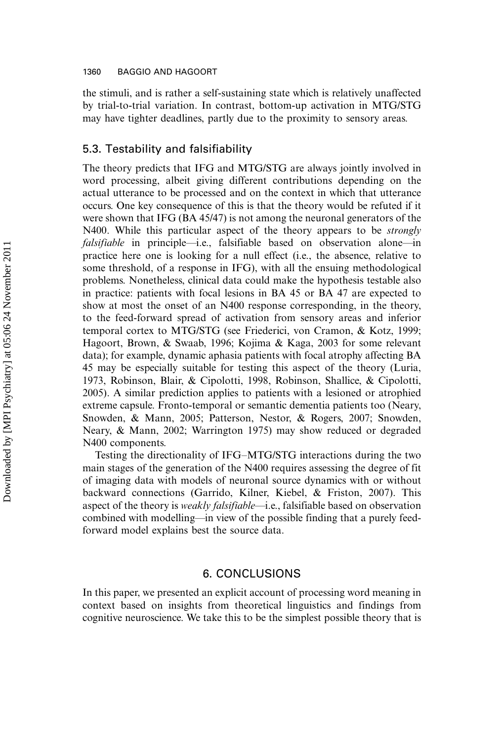the stimuli, and is rather a self-sustaining state which is relatively unaffected by trial-to-trial variation. In contrast, bottom-up activation in MTG/STG may have tighter deadlines, partly due to the proximity to sensory areas.

### 5.3. Testability and falsifiability

The theory predicts that IFG and MTG/STG are always jointly involved in word processing, albeit giving different contributions depending on the actual utterance to be processed and on the context in which that utterance occurs. One key consequence of this is that the theory would be refuted if it were shown that IFG (BA 45/47) is not among the neuronal generators of the N400. While this particular aspect of the theory appears to be *strongly falsifiable* in principle—i.e., falsifiable based on observation alone—in practice here one is looking for a null effect (i.e., the absence, relative to some threshold, of a response in IFG), with all the ensuing methodological problems. Nonetheless, clinical data could make the hypothesis testable also in practice: patients with focal lesions in BA 45 or BA 47 are expected to show at most the onset of an N400 response corresponding, in the theory, to the feed-forward spread of activation from sensory areas and inferior temporal cortex to MTG/STG (see Friederici, von Cramon, & Kotz, 1999; Hagoort, Brown, & Swaab, 1996; Kojima & Kaga, 2003 for some relevant data); for example, dynamic aphasia patients with focal atrophy affecting BA 45 may be especially suitable for testing this aspect of the theory (Luria, 1973, Robinson, Blair, & Cipolotti, 1998, Robinson, Shallice, & Cipolotti, 2005). A similar prediction applies to patients with a lesioned or atrophied extreme capsule. Fronto-temporal or semantic dementia patients too (Neary, Snowden, & Mann, 2005; Patterson, Nestor, & Rogers, 2007; Snowden, Neary, & Mann, 2002; Warrington 1975) may show reduced or degraded N400 components.

Testing the directionality of IFG–MTG/STG interactions during the two main stages of the generation of the N400 requires assessing the degree of fit of imaging data with models of neuronal source dynamics with or without backward connections (Garrido, Kilner, Kiebel, & Friston, 2007). This aspect of the theory is *weakly falsifiable*—i.e., falsifiable based on observation combined with modelling—in view of the possible finding that a purely feed-forward model explains best the source data.

## 6. CONCLUSIONS

In this paper, we presented an explicit account of processing word meaning in context based on insights from theoretical linguistics and findings from cognitive neuroscience. We take this to be the simplest possible theory that is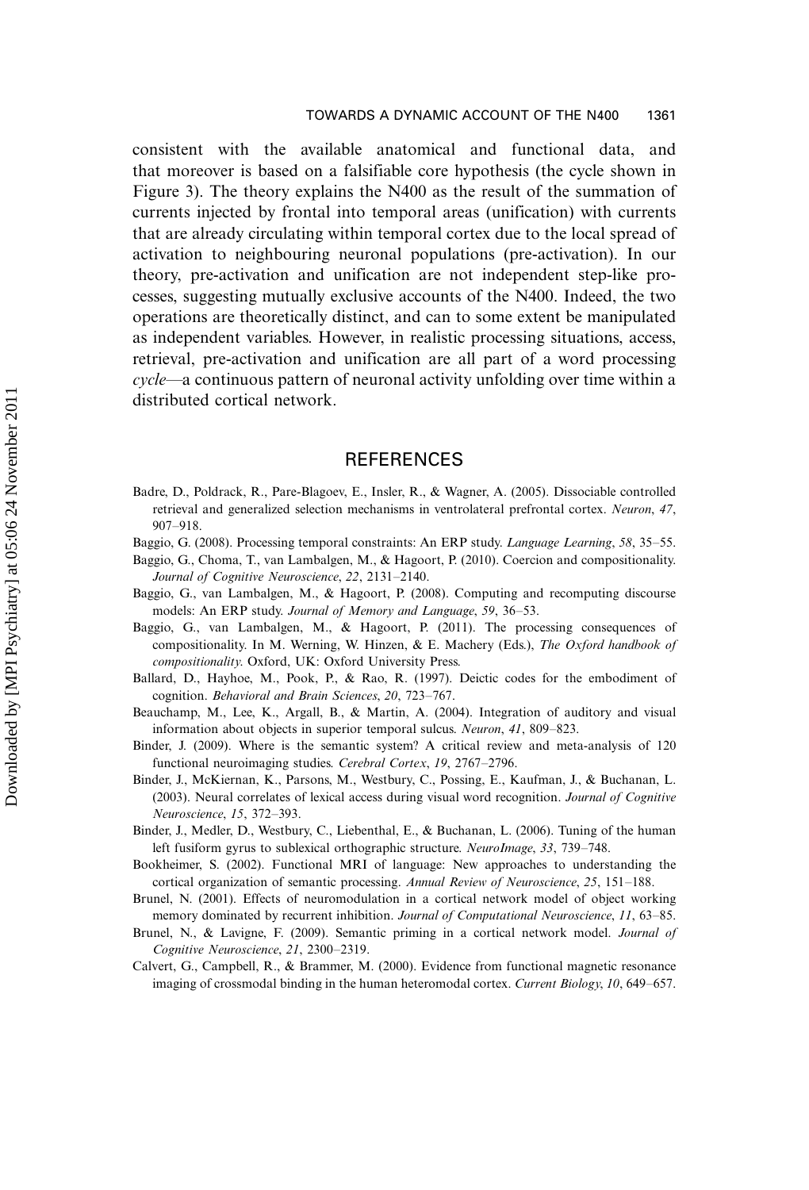consistent with the available anatomical and functional data, and that moreover is based on a falsifiable core hypothesis (the cycle shown in Figure 3). The theory explains the N400 as the result of the summation of currents injected by frontal into temporal areas (unification) with currents that are already circulating within temporal cortex due to the local spread of activation to neighbouring neuronal populations (pre-activation). In our theory, pre-activation and unification are not independent step-like processes, suggesting mutually exclusive accounts of the N400. Indeed, the two operations are theoretically distinct, and can to some extent be manipulated as independent variables. However, in realistic processing situations, access, retrieval, pre-activation and unification are all part of a word processing *cycle*—a continuous pattern of neuronal activity unfolding over time within a distributed cortical network.

## REFERENCES

Badre, D., Poldrack, R., Pare-Blagoev, E., Insler, R., & Wagner, A. (2005). Dissociable controlled retrieval and generalized selection mechanisms in ventrolateral prefrontal cortex. *Neuron*, *47*, 907–918.

Baggio, G. (2008). Processing temporal constraints: An ERP study. *Language Learning*, *58*, 35–55.

Baggio, G., Choma, T., van Lambalgen, M., & Hagoort, P. (2010). Coercion and compositionality. *Journal of Cognitive Neuroscience*, *22*, 2131–2140.

Baggio, G., van Lambalgen, M., & Hagoort, P. (2008). Computing and recomputing discourse models: An ERP study. *Journal of Memory and Language*, *59*, 36–53.

Baggio, G., van Lambalgen, M., & Hagoort, P. (2011). The processing consequences of compositionality. In M. Werning, W. Hinzen, & E. Machery (Eds.), *The Oxford handbook of compositionality*. Oxford, UK: Oxford University Press.

Ballard, D., Hayhoe, M., Pook, P., & Rao, R. (1997). Deictic codes for the embodiment of cognition. *Behavioral and Brain Sciences*, *20*, 723–767.

Beauchamp, M., Lee, K., Argall, B., & Martin, A. (2004). Integration of auditory and visual information about objects in superior temporal sulcus. *Neuron*, *41*, 809–823.

Binder, J. (2009). Where is the semantic system? A critical review and meta-analysis of 120 functional neuroimaging studies. *Cerebral Cortex*, *19*, 2767–2796.

Binder, J., McKiernan, K., Parsons, M., Westbury, C., Possing, E., Kaufman, J., & Buchanan, L. (2003). Neural correlates of lexical access during visual word recognition. *Journal of Cognitive Neuroscience*, *15*, 372–393.

Binder, J., Medler, D., Westbury, C., Liebenthal, E., & Buchanan, L. (2006). Tuning of the human left fusiform gyrus to sublexical orthographic structure. *NeuroImage*, *33*, 739–748.

Bookheimer, S. (2002). Functional MRI of language: New approaches to understanding the cortical organization of semantic processing. *Annual Review of Neuroscience*, *25*, 151–188.

Brunel, N. (2001). Effects of neuromodulation in a cortical network model of object working memory dominated by recurrent inhibition. *Journal of Computational Neuroscience*, *11*, 63–85.

Brunel, N., & Lavigne, F. (2009). Semantic priming in a cortical network model. *Journal of Cognitive Neuroscience*, *21*, 2300–2319.

Calvert, G., Campbell, R., & Brammer, M. (2000). Evidence from functional magnetic resonance imaging of crossmodal binding in the human heteromodal cortex. *Current Biology*, *10*, 649–657.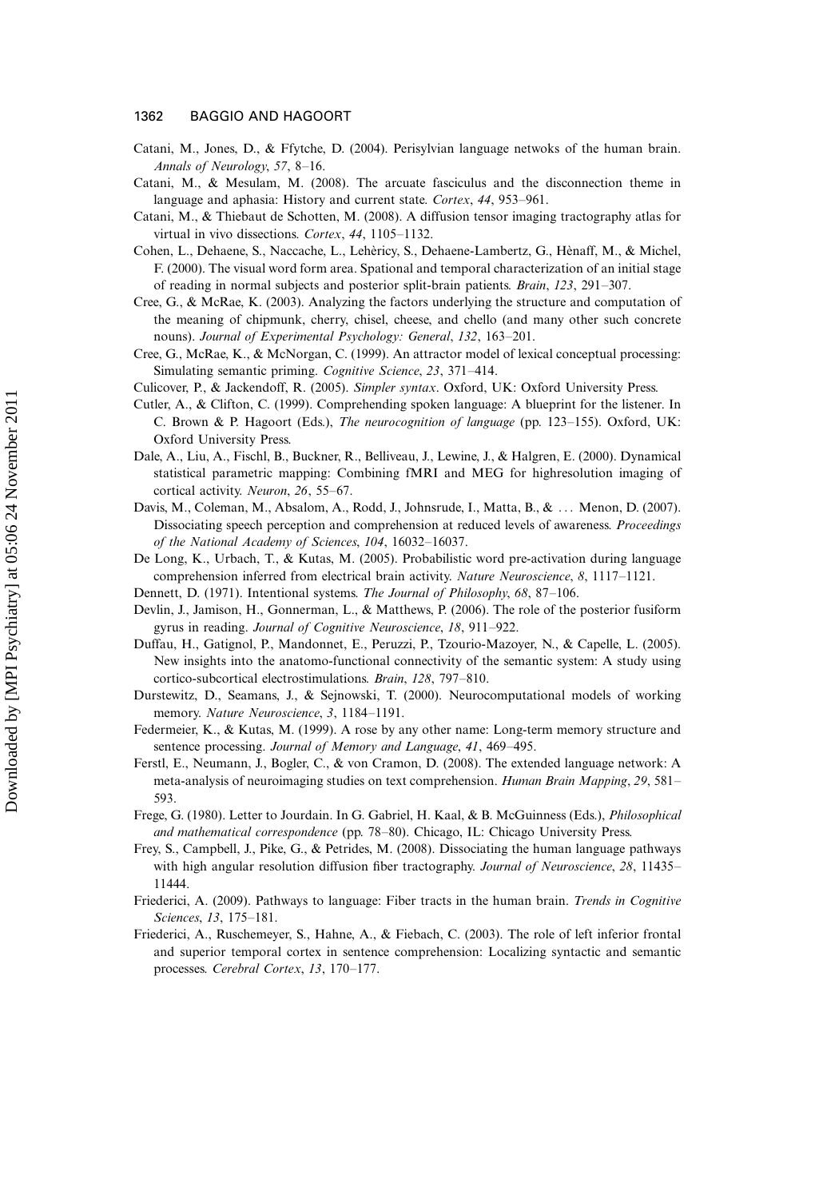Catani, M., Jones, D., & Ffytche, D. (2004). Perisylvian language netwoks of the human brain. *Annals of Neurology*, *57*, 8–16.

Catani, M., & Mesulam, M. (2008). The arcuate fasciculus and the disconnection theme in language and aphasia: History and current state. *Cortex*, *44*, 953–961.

Catani, M., & Thiebaut de Schotten, M. (2008). A diffusion tensor imaging tractography atlas for virtual in vivo dissections. *Cortex*, *44*, 1105–1132.

Cohen, L., Dehaene, S., Naccache, L., Lehèricy, S., Dehaene-Lambertz, G., Hènaff, M., & Michel, F. (2000). The visual word form area. Spational and temporal characterization of an initial stage of reading in normal subjects and posterior split-brain patients. *Brain*, *123*, 291–307.

Cree, G., & McRae, K. (2003). Analyzing the factors underlying the structure and computation of the meaning of chipmunk, cherry, chisel, cheese, and chello (and many other such concrete nouns). *Journal of Experimental Psychology: General*, *132*, 163–201.

Cree, G., McRae, K., & McNorgan, C. (1999). An attractor model of lexical conceptual processing: Simulating semantic priming. *Cognitive Science*, *23*, 371–414.

Culicover, P., & Jackendoff, R. (2005). *Simpler syntax*. Oxford, UK: Oxford University Press.

Cutler, A., & Clifton, C. (1999). Comprehending spoken language: A blueprint for the listener. In C. Brown & P. Hagoort (Eds.), *The neurocognition of language* (pp. 123–155). Oxford, UK: Oxford University Press.

Dale, A., Liu, A., Fischl, B., Buckner, R., Belliveau, J., Lewine, J., & Halgren, E. (2000). Dynamical statistical parametric mapping: Combining fMRI and MEG for highresolution imaging of cortical activity. *Neuron*, *26*, 55–67.

Davis, M., Coleman, M., Absalom, A., Rodd, J., Johnsrude, I., Matta, B., & … Menon, D. (2007). Dissociating speech perception and comprehension at reduced levels of awareness. *Proceedings of the National Academy of Sciences*, *104*, 16032–16037.

De Long, K., Urbach, T., & Kutas, M. (2005). Probabilistic word pre-activation during language comprehension inferred from electrical brain activity. *Nature Neuroscience*, *8*, 1117–1121.

Dennett, D. (1971). Intentional systems. *The Journal of Philosophy*, *68*, 87–106.

Devlin, J., Jamison, H., Gonnerman, L., & Matthews, P. (2006). The role of the posterior fusiform gyrus in reading. *Journal of Cognitive Neuroscience*, *18*, 911–922.

Duffau, H., Gatignol, P., Mandonnet, E., Peruzzi, P., Tzourio-Mazoyer, N., & Capelle, L. (2005). New insights into the anatomo-functional connectivity of the semantic system: A study using cortico-subcortical electrostimulations. *Brain*, *128*, 797–810.

Durstewitz, D., Seamans, J., & Sejnowski, T. (2000). Neurocomputational models of working memory. *Nature Neuroscience*, *3*, 1184–1191.

Federmeier, K., & Kutas, M. (1999). A rose by any other name: Long-term memory structure and sentence processing. *Journal of Memory and Language*, *41*, 469–495.

Ferstl, E., Neumann, J., Bogler, C., & von Cramon, D. (2008). The extended language network: A meta-analysis of neuroimaging studies on text comprehension. *Human Brain Mapping*, *29*, 581–593.

Frege, G. (1980). Letter to Jourdain. In G. Gabriel, H. Kaal, & B. McGuinness (Eds.), *Philosophical and mathematical correspondence* (pp. 78–80). Chicago, IL: Chicago University Press.

Frey, S., Campbell, J., Pike, G., & Petrides, M. (2008). Dissociating the human language pathways with high angular resolution diffusion fiber tractography. *Journal of Neuroscience*, *28*, 11435–11444.

Friederici, A. (2009). Pathways to language: Fiber tracts in the human brain. *Trends in Cognitive Sciences*, *13*, 175–181.

Friederici, A., Ruschemeyer, S., Hahne, A., & Fiebach, C. (2003). The role of left inferior frontal and superior temporal cortex in sentence comprehension: Localizing syntactic and semantic processes. *Cerebral Cortex*, *13*, 170–177.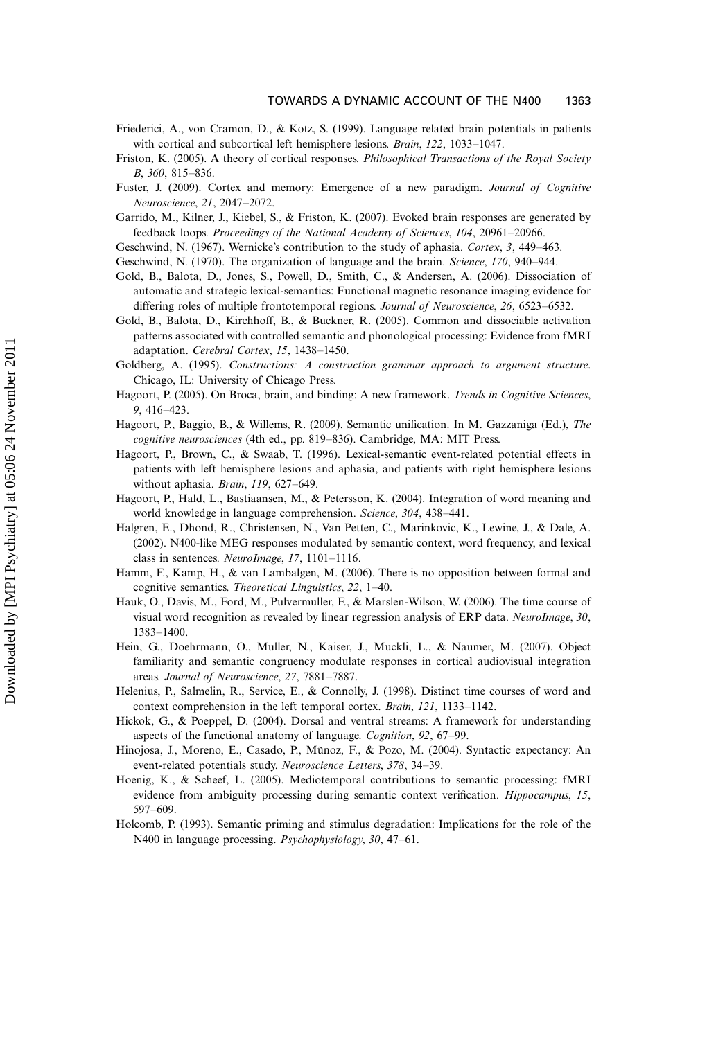Friederici, A., von Cramon, D., & Kotz, S. (1999). Language related brain potentials in patients with cortical and subcortical left hemisphere lesions. *Brain*, *122*, 1033–1047.

Friston, K. (2005). A theory of cortical responses. *Philosophical Transactions of the Royal Society B*, *360*, 815–836.

Fuster, J. (2009). Cortex and memory: Emergence of a new paradigm. *Journal of Cognitive Neuroscience*, *21*, 2047–2072.

Garrido, M., Kilner, J., Kiebel, S., & Friston, K. (2007). Evoked brain responses are generated by feedback loops. *Proceedings of the National Academy of Sciences*, *104*, 20961–20966.

Geschwind, N. (1967). Wernicke's contribution to the study of aphasia. *Cortex*, *3*, 449–463.

Geschwind, N. (1970). The organization of language and the brain. *Science*, *170*, 940–944.

Gold, B., Balota, D., Jones, S., Powell, D., Smith, C., & Andersen, A. (2006). Dissociation of automatic and strategic lexical-semantics: Functional magnetic resonance imaging evidence for differing roles of multiple frontotemporal regions. *Journal of Neuroscience*, *26*, 6523–6532.

Gold, B., Balota, D., Kirchhoff, B., & Buckner, R. (2005). Common and dissociable activation patterns associated with controlled semantic and phonological processing: Evidence from fMRI adaptation. *Cerebral Cortex*, *15*, 1438–1450.

Goldberg, A. (1995). *Constructions: A construction grammar approach to argument structure*. Chicago, IL: University of Chicago Press.

Hagoort, P. (2005). On Broca, brain, and binding: A new framework. *Trends in Cognitive Sciences*, *9*, 416–423.

Hagoort, P., Baggio, B., & Willems, R. (2009). Semantic unification. In M. Gazzaniga (Ed.), *The cognitive neurosciences* (4th ed., pp. 819–836). Cambridge, MA: MIT Press.

Hagoort, P., Brown, C., & Swaab, T. (1996). Lexical-semantic event-related potential effects in patients with left hemisphere lesions and aphasia, and patients with right hemisphere lesions without aphasia. *Brain*, *119*, 627–649.

Hagoort, P., Hald, L., Bastiaansen, M., & Petersson, K. (2004). Integration of word meaning and world knowledge in language comprehension. *Science*, *304*, 438–441.

Halgren, E., Dhond, R., Christensen, N., Van Petten, C., Marinkovic, K., Lewine, J., & Dale, A. (2002). N400-like MEG responses modulated by semantic context, word frequency, and lexical class in sentences. *NeuroImage*, *17*, 1101–1116.

Hamm, F., Kamp, H., & van Lambalgen, M. (2006). There is no opposition between formal and cognitive semantics. *Theoretical Linguistics*, *22*, 1–40.

Hauk, O., Davis, M., Ford, M., Pulvermuller, F., & Marslen-Wilson, W. (2006). The time course of visual word recognition as revealed by linear regression analysis of ERP data. *NeuroImage*, *30*, 1383–1400.

Hein, G., Doehrmann, O., Muller, N., Kaiser, J., Muckli, L., & Naumer, M. (2007). Object familiarity and semantic congruency modulate responses in cortical audiovisual integration areas. *Journal of Neuroscience*, *27*, 7881–7887.

Helenius, P., Salmelin, R., Service, E., & Connolly, J. (1998). Distinct time courses of word and context comprehension in the left temporal cortex. *Brain*, *121*, 1133–1142.

Hickok, G., & Poeppel, D. (2004). Dorsal and ventral streams: A framework for understanding aspects of the functional anatomy of language. *Cognition*, *92*, 67–99.

Hinojosa, J., Moreno, E., Casado, P., Mũnoz, F., & Pozo, M. (2004). Syntactic expectancy: An event-related potentials study. *Neuroscience Letters*, *378*, 34–39.

Hoenig, K., & Scheef, L. (2005). Mediotemporal contributions to semantic processing: fMRI evidence from ambiguity processing during semantic context verification. *Hippocampus*, *15*, 597–609.

Holcomb, P. (1993). Semantic priming and stimulus degradation: Implications for the role of the N400 in language processing. *Psychophysiology*, *30*, 47–61.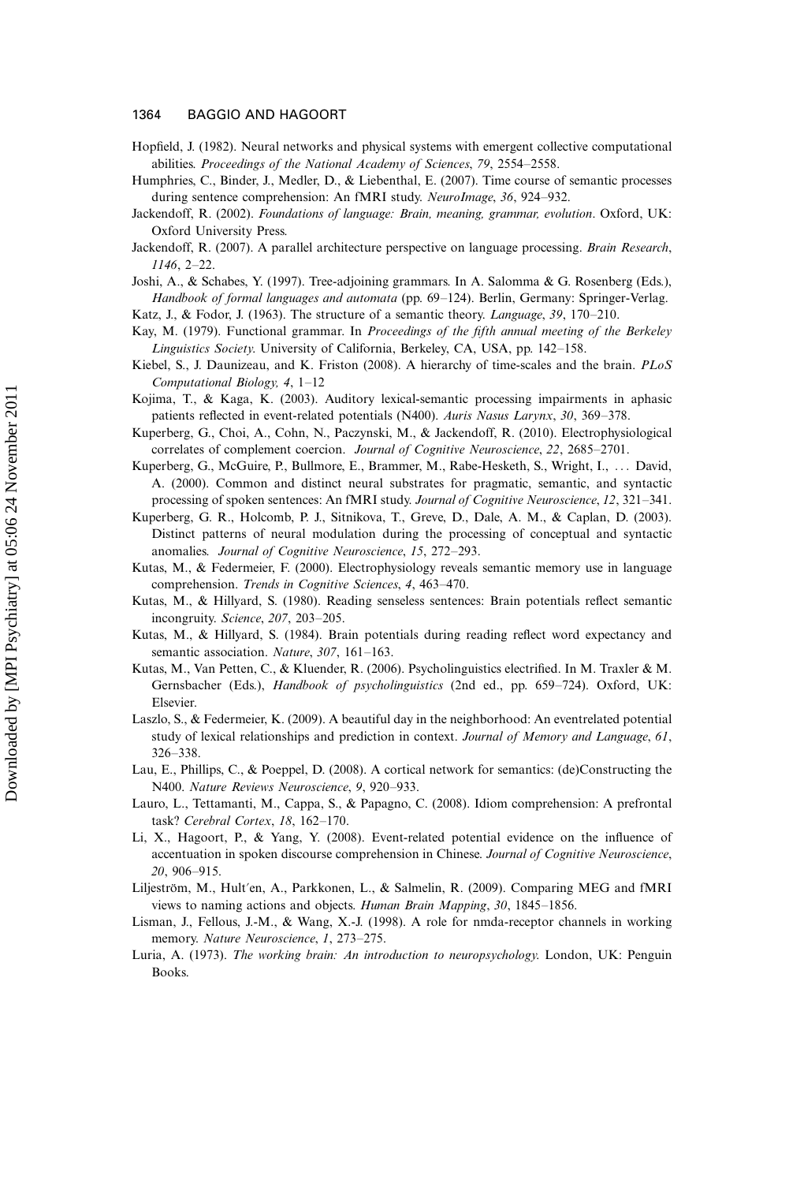Hopfield, J. (1982). Neural networks and physical systems with emergent collective computational abilities. *Proceedings of the National Academy of Sciences*, *79*, 2554–2558.

Humphries, C., Binder, J., Medler, D., & Liebenthal, E. (2007). Time course of semantic processes during sentence comprehension: An fMRI study. *NeuroImage*, *36*, 924–932.

Jackendoff, R. (2002). *Foundations of language: Brain, meaning, grammar, evolution*. Oxford, UK: Oxford University Press.

Jackendoff, R. (2007). A parallel architecture perspective on language processing. *Brain Research*, *1146*, 2–22.

Joshi, A., & Schabes, Y. (1997). Tree-adjoining grammars. In A. Salomma & G. Rosenberg (Eds.), *Handbook of formal languages and automata* (pp. 69–124). Berlin, Germany: Springer-Verlag.

Katz, J., & Fodor, J. (1963). The structure of a semantic theory. *Language*, *39*, 170–210.

Kay, M. (1979). Functional grammar. In *Proceedings of the fifth annual meeting of the Berkeley Linguistics Society*. University of California, Berkeley, CA, USA, pp. 142–158.

Kiebel, S., J. Daunizeau, and K. Friston (2008). A hierarchy of time-scales and the brain. *PLoS Computational Biology, 4*, 1–12

Kojima, T., & Kaga, K. (2003). Auditory lexical-semantic processing impairments in aphasic patients reflected in event-related potentials (N400). *Auris Nasus Larynx*, *30*, 369–378.

Kuperberg, G., Choi, A., Cohn, N., Paczynski, M., & Jackendoff, R. (2010). Electrophysiological correlates of complement coercion. *Journal of Cognitive Neuroscience*, *22*, 2685–2701.

Kuperberg, G., McGuire, P., Bullmore, E., Brammer, M., Rabe-Hesketh, S., Wright, I., … David, A. (2000). Common and distinct neural substrates for pragmatic, semantic, and syntactic processing of spoken sentences: An fMRI study. *Journal of Cognitive Neuroscience*, *12*, 321–341.

Kuperberg, G. R., Holcomb, P. J., Sitnikova, T., Greve, D., Dale, A. M., & Caplan, D. (2003). Distinct patterns of neural modulation during the processing of conceptual and syntactic anomalies. *Journal of Cognitive Neuroscience*, *15*, 272–293.

Kutas, M., & Federmeier, F. (2000). Electrophysiology reveals semantic memory use in language comprehension. *Trends in Cognitive Sciences*, *4*, 463–470.

Kutas, M., & Hillyard, S. (1980). Reading senseless sentences: Brain potentials reflect semantic incongruity. *Science*, *207*, 203–205.

Kutas, M., & Hillyard, S. (1984). Brain potentials during reading reflect word expectancy and semantic association. *Nature*, *307*, 161–163.

Kutas, M., Van Petten, C., & Kluender, R. (2006). Psycholinguistics electrified. In M. Traxler & M. Gernsbacher (Eds.), *Handbook of psycholinguistics* (2nd ed., pp. 659–724). Oxford, UK: Elsevier.

Laszlo, S., & Federmeier, K. (2009). A beautiful day in the neighborhood: An eventrelated potential study of lexical relationships and prediction in context. *Journal of Memory and Language*, *61*, 326–338.

Lau, E., Phillips, C., & Poeppel, D. (2008). A cortical network for semantics: (de)Constructing the N400. *Nature Reviews Neuroscience*, *9*, 920–933.

Lauro, L., Tettamanti, M., Cappa, S., & Papagno, C. (2008). Idiom comprehension: A prefrontal task? *Cerebral Cortex*, *18*, 162–170.

Li, X., Hagoort, P., & Yang, Y. (2008). Event-related potential evidence on the influence of accentuation in spoken discourse comprehension in Chinese. *Journal of Cognitive Neuroscience*, *20*, 906–915.

Liljeström, M., Hult′en, A., Parkkonen, L., & Salmelin, R. (2009). Comparing MEG and fMRI views to naming actions and objects. *Human Brain Mapping*, *30*, 1845–1856.

Lisman, J., Fellous, J.-M., & Wang, X.-J. (1998). A role for nmda-receptor channels in working memory. *Nature Neuroscience*, *1*, 273–275.

Luria, A. (1973). *The working brain: An introduction to neuropsychology.* London, UK: Penguin Books.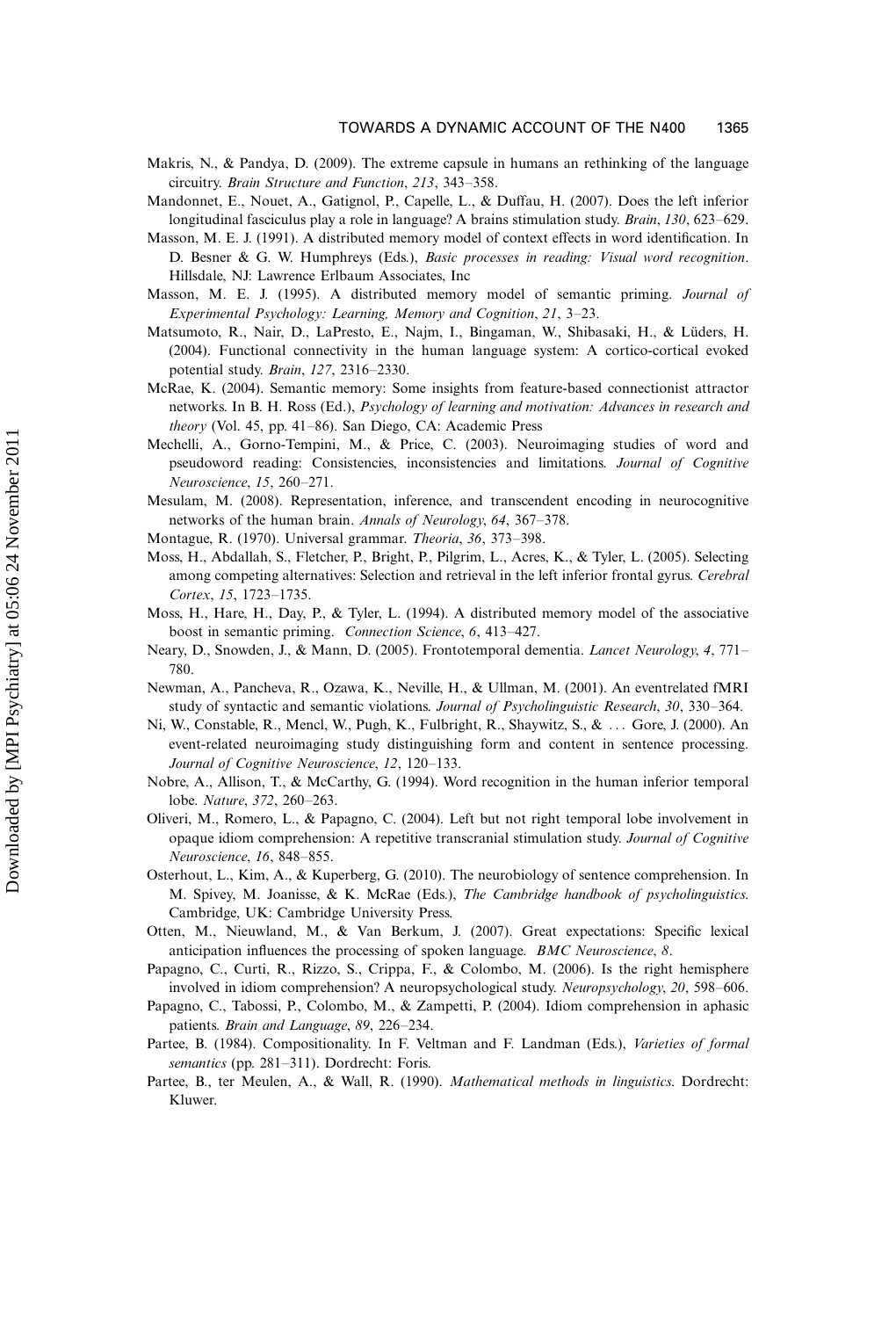Makris, N., & Pandya, D. (2009). The extreme capsule in humans an rethinking of the language circuitry. *Brain Structure and Function*, *213*, 343–358.

Mandonnet, E., Nouet, A., Gatignol, P., Capelle, L., & Duffau, H. (2007). Does the left inferior longitudinal fasciculus play a role in language? A brains stimulation study. *Brain*, *130*, 623–629.

Masson, M. E. J. (1991). A distributed memory model of context effects in word identification. In D. Besner & G. W. Humphreys (Eds.), *Basic processes in reading: Visual word recognition*. Hillsdale, NJ: Lawrence Erlbaum Associates, Inc

Masson, M. E. J. (1995). A distributed memory model of semantic priming. *Journal of Experimental Psychology: Learning, Memory and Cognition*, *21*, 3–23.

Matsumoto, R., Nair, D., LaPresto, E., Najm, I., Bingaman, W., Shibasaki, H., & Lüders, H. (2004). Functional connectivity in the human language system: A cortico-cortical evoked potential study. *Brain*, *127*, 2316–2330.

McRae, K. (2004). Semantic memory: Some insights from feature-based connectionist attractor networks. In B. H. Ross (Ed.), *Psychology of learning and motivation: Advances in research and theory* (Vol. 45, pp. 41–86). San Diego, CA: Academic Press

Mechelli, A., Gorno-Tempini, M., & Price, C. (2003). Neuroimaging studies of word and pseudoword reading: Consistencies, inconsistencies and limitations. *Journal of Cognitive Neuroscience*, *15*, 260–271.

Mesulam, M. (2008). Representation, inference, and transcendent encoding in neurocognitive networks of the human brain. *Annals of Neurology*, *64*, 367–378.

Montague, R. (1970). Universal grammar. *Theoria*, *36*, 373–398.

Moss, H., Abdallah, S., Fletcher, P., Bright, P., Pilgrim, L., Acres, K., & Tyler, L. (2005). Selecting among competing alternatives: Selection and retrieval in the left inferior frontal gyrus. *Cerebral Cortex*, *15*, 1723–1735.

Moss, H., Hare, H., Day, P., & Tyler, L. (1994). A distributed memory model of the associative boost in semantic priming. *Connection Science*, *6*, 413–427.

Neary, D., Snowden, J., & Mann, D. (2005). Frontotemporal dementia. *Lancet Neurology*, *4*, 771–780.

Newman, A., Pancheva, R., Ozawa, K., Neville, H., & Ullman, M. (2001). An eventrelated fMRI study of syntactic and semantic violations. *Journal of Psycholinguistic Research*, *30*, 330–364.

Ni, W., Constable, R., Mencl, W., Pugh, K., Fulbright, R., Shaywitz, S., & ... Gore, J. (2000). An event-related neuroimaging study distinguishing form and content in sentence processing. *Journal of Cognitive Neuroscience*, *12*, 120–133.

Nobre, A., Allison, T., & McCarthy, G. (1994). Word recognition in the human inferior temporal lobe. *Nature*, *372*, 260–263.

Oliveri, M., Romero, L., & Papagno, C. (2004). Left but not right temporal lobe involvement in opaque idiom comprehension: A repetitive transcranial stimulation study. *Journal of Cognitive Neuroscience*, *16*, 848–855.

Osterhout, L., Kim, A., & Kuperberg, G. (2010). The neurobiology of sentence comprehension. In M. Spivey, M. Joanisse, & K. McRae (Eds.), *The Cambridge handbook of psycholinguistics*. Cambridge, UK: Cambridge University Press.

Otten, M., Nieuwland, M., & Van Berkum, J. (2007). Great expectations: Specific lexical anticipation influences the processing of spoken language. *BMC Neuroscience*, *8*.

Papagno, C., Curti, R., Rizzo, S., Crippa, F., & Colombo, M. (2006). Is the right hemisphere involved in idiom comprehension? A neuropsychological study. *Neuropsychology*, *20*, 598–606.

Papagno, C., Tabossi, P., Colombo, M., & Zampetti, P. (2004). Idiom comprehension in aphasic patients. *Brain and Language*, *89*, 226–234.

Partee, B. (1984). Compositionality. In F. Veltman and F. Landman (Eds.), *Varieties of formal semantics* (pp. 281–311). Dordrecht: Foris.

Partee, B., ter Meulen, A., & Wall, R. (1990). *Mathematical methods in linguistics*. Dordrecht: Kluwer.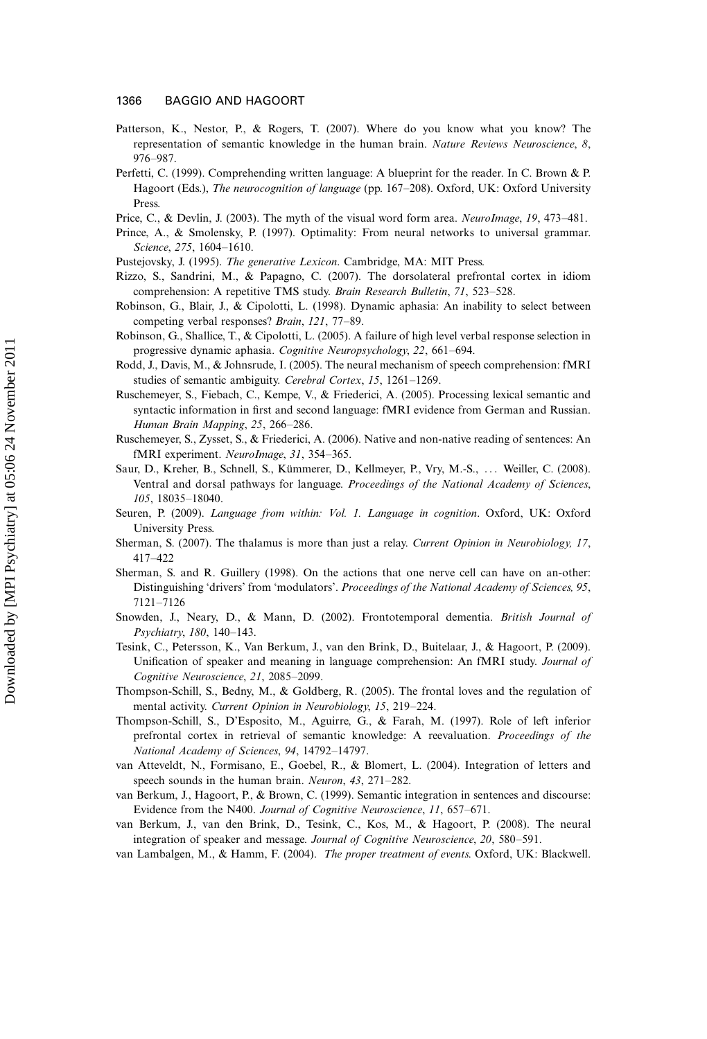Patterson, K., Nestor, P., & Rogers, T. (2007). Where do you know what you know? The representation of semantic knowledge in the human brain. *Nature Reviews Neuroscience*, *8*, 976–987.

Perfetti, C. (1999). Comprehending written language: A blueprint for the reader. In C. Brown & P. Hagoort (Eds.), *The neurocognition of language* (pp. 167–208). Oxford, UK: Oxford University Press.

Price, C., & Devlin, J. (2003). The myth of the visual word form area. *NeuroImage*, *19*, 473–481.

Prince, A., & Smolensky, P. (1997). Optimality: From neural networks to universal grammar. *Science*, *275*, 1604–1610.

Pustejovsky, J. (1995). *The generative Lexicon*. Cambridge, MA: MIT Press.

Rizzo, S., Sandrini, M., & Papagno, C. (2007). The dorsolateral prefrontal cortex in idiom comprehension: A repetitive TMS study. *Brain Research Bulletin*, *71*, 523–528.

Robinson, G., Blair, J., & Cipolotti, L. (1998). Dynamic aphasia: An inability to select between competing verbal responses? *Brain*, *121*, 77–89.

Robinson, G., Shallice, T., & Cipolotti, L. (2005). A failure of high level verbal response selection in progressive dynamic aphasia. *Cognitive Neuropsychology*, *22*, 661–694.

Rodd, J., Davis, M., & Johnsrude, I. (2005). The neural mechanism of speech comprehension: fMRI studies of semantic ambiguity. *Cerebral Cortex*, *15*, 1261–1269.

Ruschemeyer, S., Fiebach, C., Kempe, V., & Friederici, A. (2005). Processing lexical semantic and syntactic information in first and second language: fMRI evidence from German and Russian. *Human Brain Mapping*, *25*, 266–286.

Ruschemeyer, S., Zysset, S., & Friederici, A. (2006). Native and non-native reading of sentences: An fMRI experiment. *NeuroImage*, *31*, 354–365.

Saur, D., Kreher, B., Schnell, S., Kümmerer, D., Kellmeyer, P., Vry, M.-S., … Weiller, C. (2008). Ventral and dorsal pathways for language. *Proceedings of the National Academy of Sciences*, *105*, 18035–18040.

Seuren, P. (2009). *Language from within: Vol. 1. Language in cognition*. Oxford, UK: Oxford University Press.

Sherman, S. (2007). The thalamus is more than just a relay. *Current Opinion in Neurobiology, 17*, 417–422

Sherman, S. and R. Guillery (1998). On the actions that one nerve cell can have on an-other: Distinguishing 'drivers' from 'modulators'. *Proceedings of the National Academy of Sciences, 95*, 7121–7126

Snowden, J., Neary, D., & Mann, D. (2002). Frontotemporal dementia. *British Journal of Psychiatry*, *180*, 140–143.

Tesink, C., Petersson, K., Van Berkum, J., van den Brink, D., Buitelaar, J., & Hagoort, P. (2009). Unification of speaker and meaning in language comprehension: An fMRI study. *Journal of Cognitive Neuroscience*, *21*, 2085–2099.

Thompson-Schill, S., Bedny, M., & Goldberg, R. (2005). The frontal loves and the regulation of mental activity. *Current Opinion in Neurobiology*, *15*, 219–224.

Thompson-Schill, S., D'Esposito, M., Aguirre, G., & Farah, M. (1997). Role of left inferior prefrontal cortex in retrieval of semantic knowledge: A reevaluation. *Proceedings of the National Academy of Sciences*, *94*, 14792–14797.

van Atteveldt, N., Formisano, E., Goebel, R., & Blomert, L. (2004). Integration of letters and speech sounds in the human brain. *Neuron*, *43*, 271–282.

van Berkum, J., Hagoort, P., & Brown, C. (1999). Semantic integration in sentences and discourse: Evidence from the N400. *Journal of Cognitive Neuroscience*, *11*, 657–671.

van Berkum, J., van den Brink, D., Tesink, C., Kos, M., & Hagoort, P. (2008). The neural integration of speaker and message. *Journal of Cognitive Neuroscience*, *20*, 580–591.

van Lambalgen, M., & Hamm, F. (2004). *The proper treatment of events*. Oxford, UK: Blackwell.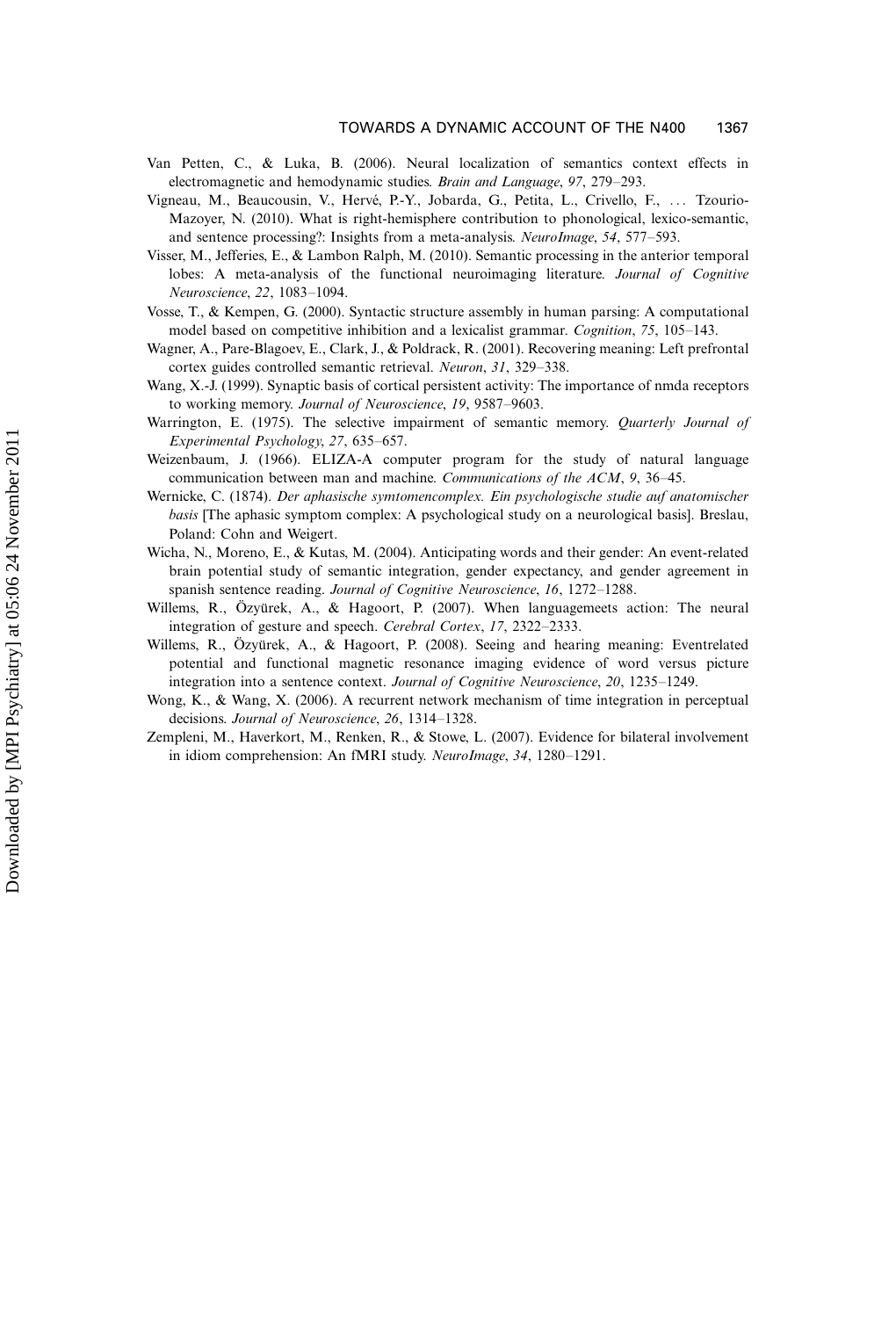Van Petten, C., & Luka, B. (2006). Neural localization of semantics context effects in electromagnetic and hemodynamic studies. *Brain and Language*, *97*, 279–293.

Vigneau, M., Beaucousin, V., Hervé, P.-Y., Jobarda, G., Petita, L., Crivello, F., ... Tzourio-Mazoyer, N. (2010). What is right-hemisphere contribution to phonological, lexico-semantic, and sentence processing?: Insights from a meta-analysis. *NeuroImage*, *54*, 577–593.

Visser, M., Jefferies, E., & Lambon Ralph, M. (2010). Semantic processing in the anterior temporal lobes: A meta-analysis of the functional neuroimaging literature. *Journal of Cognitive Neuroscience*, *22*, 1083–1094.

Vosse, T., & Kempen, G. (2000). Syntactic structure assembly in human parsing: A computational model based on competitive inhibition and a lexicalist grammar. *Cognition*, *75*, 105–143.

Wagner, A., Pare-Blagoev, E., Clark, J., & Poldrack, R. (2001). Recovering meaning: Left prefrontal cortex guides controlled semantic retrieval. *Neuron*, *31*, 329–338.

Wang, X.-J. (1999). Synaptic basis of cortical persistent activity: The importance of nmda receptors to working memory. *Journal of Neuroscience*, *19*, 9587–9603.

Warrington, E. (1975). The selective impairment of semantic memory. *Quarterly Journal of Experimental Psychology*, *27*, 635–657.

Weizenbaum, J. (1966). ELIZA-A computer program for the study of natural language communication between man and machine. *Communications of the ACM*, *9*, 36–45.

Wernicke, C. (1874). *Der aphasische symtomencomplex. Ein psychologische studie auf anatomischer basis* [The aphasic symptom complex: A psychological study on a neurological basis]. Breslau, Poland: Cohn and Weigert.

Wicha, N., Moreno, E., & Kutas, M. (2004). Anticipating words and their gender: An event-related brain potential study of semantic integration, gender expectancy, and gender agreement in spanish sentence reading. *Journal of Cognitive Neuroscience*, *16*, 1272–1288.

Willems, R., Özyürek, A., & Hagoort, P. (2007). When languagemeets action: The neural integration of gesture and speech. *Cerebral Cortex*, *17*, 2322–2333.

Willems, R., Özyürek, A., & Hagoort, P. (2008). Seeing and hearing meaning: Eventrelated potential and functional magnetic resonance imaging evidence of word versus picture integration into a sentence context. *Journal of Cognitive Neuroscience*, *20*, 1235–1249.

Wong, K., & Wang, X. (2006). A recurrent network mechanism of time integration in perceptual decisions. *Journal of Neuroscience*, *26*, 1314–1328.

Zempleni, M., Haverkort, M., Renken, R., & Stowe, L. (2007). Evidence for bilateral involvement in idiom comprehension: An fMRI study. *NeuroImage*, *34*, 1280–1291.